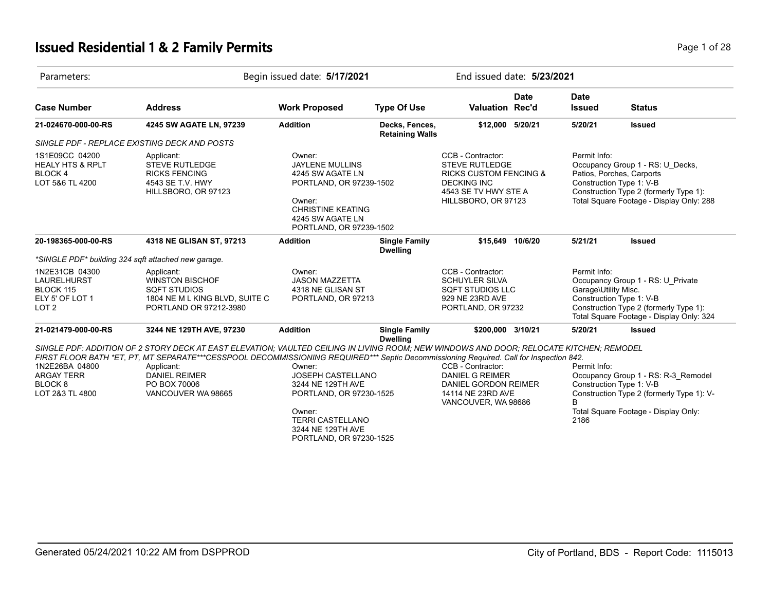# Issued Residential 1 & 2 Family Permits

| Parameters: | Begin issued date: **5/17/2021** | End issued date: **5/23/2021** |
|---|---|---|

| Case Number | Address | Work Proposed | Type Of Use | Valuation | Date Rec'd | Date Issued | Status |
|---|---|---|---|---|---|---|---|
| **21-024670-000-00-RS** | **4245 SW AGATE LN, 97239** | **Addition** | **Decks, Fences, Retaining Walls** | **$12,000** | **5/20/21** | **5/20/21** | **Issued** |

*SINGLE PDF - REPLACE EXISTING DECK AND POSTS*

| | Applicant | Owner | CCB - Contractor | Permit Info |
|---|---|---|---|---|
| 1S1E09CC 04200<br>HEALY HTS & RPLT<br>BLOCK 4<br>LOT 5&6 TL 4200 | Applicant:<br>STEVE RUTLEDGE<br>RICKS FENCING<br>4543 SE T.V. HWY<br>HILLSBORO, OR 97123 | Owner:<br>JAYLENE MULLINS<br>4245 SW AGATE LN<br>PORTLAND, OR 97239-1502<br><br>Owner:<br>CHRISTINE KEATING<br>4245 SW AGATE LN<br>PORTLAND, OR 97239-1502 | CCB - Contractor:<br>STEVE RUTLEDGE<br>RICKS CUSTOM FENCING &<br>DECKING INC<br>4543 SE TV HWY STE A<br>HILLSBORO, OR 97123 | Permit Info:<br>Occupancy Group 1 - RS: U_Decks, Patios, Porches, Carports<br>Construction Type 1: V-B<br>Construction Type 2 (formerly Type 1):<br>Total Square Footage - Display Only: 288 |

| Case Number | Address | Work Proposed | Type Of Use | Valuation | Date Rec'd | Date Issued | Status |
|---|---|---|---|---|---|---|---|
| **20-198365-000-00-RS** | **4318 NE GLISAN ST, 97213** | **Addition** | **Single Family Dwelling** | **$15,649** | **10/6/20** | **5/21/21** | **Issued** |

*\*SINGLE PDF\* building 324 sqft attached new garage.*

| | Applicant | Owner | CCB - Contractor | Permit Info |
|---|---|---|---|---|
| 1N2E31CB 04300<br>LAURELHURST<br>BLOCK 115<br>ELY 5' OF LOT 1<br>LOT 2 | Applicant:<br>WINSTON BISCHOF<br>SQFT STUDIOS<br>1804 NE M L KING BLVD, SUITE C<br>PORTLAND OR 97212-3980 | Owner:<br>JASON MAZZETTA<br>4318 NE GLISAN ST<br>PORTLAND, OR 97213 | CCB - Contractor:<br>SCHUYLER SILVA<br>SQFT STUDIOS LLC<br>929 NE 23RD AVE<br>PORTLAND, OR 97232 | Permit Info:<br>Occupancy Group 1 - RS: U_Private Garage\Utility Misc.<br>Construction Type 1: V-B<br>Construction Type 2 (formerly Type 1):<br>Total Square Footage - Display Only: 324 |

| Case Number | Address | Work Proposed | Type Of Use | Valuation | Date Rec'd | Date Issued | Status |
|---|---|---|---|---|---|---|---|
| **21-021479-000-00-RS** | **3244 NE 129TH AVE, 97230** | **Addition** | **Single Family Dwelling** | **$200,000** | **3/10/21** | **5/20/21** | **Issued** |

*SINGLE PDF: ADDITION OF 2 STORY DECK AT EAST ELEVATION; VAULTED CEILING IN LIVING ROOM; NEW WINDOWS AND DOOR; RELOCATE KITCHEN; REMODEL FIRST FLOOR BATH \*ET, PT, MT SEPARATE\*\*\*CESSPOOL DECOMMISSIONING REQUIRED\*\*\* Septic Decommissioning Required. Call for Inspection 842.*

| | Applicant | Owner | CCB - Contractor | Permit Info |
|---|---|---|---|---|
| 1N2E26BA 04800<br>ARGAY TERR<br>BLOCK 8<br>LOT 2&3 TL 4800 | Applicant:<br>DANIEL REIMER<br>PO BOX 70006<br>VANCOUVER WA 98665 | Owner:<br>JOSEPH CASTELLANO<br>3244 NE 129TH AVE<br>PORTLAND, OR 97230-1525<br><br>Owner:<br>TERRI CASTELLANO<br>3244 NE 129TH AVE<br>PORTLAND, OR 97230-1525 | CCB - Contractor:<br>DANIEL G REIMER<br>DANIEL GORDON REIMER<br>14114 NE 23RD AVE<br>VANCOUVER, WA 98686 | Permit Info:<br>Occupancy Group 1 - RS: R-3_Remodel<br>Construction Type 1: V-B<br>Construction Type 2 (formerly Type 1): V-B<br>Total Square Footage - Display Only: 2186 |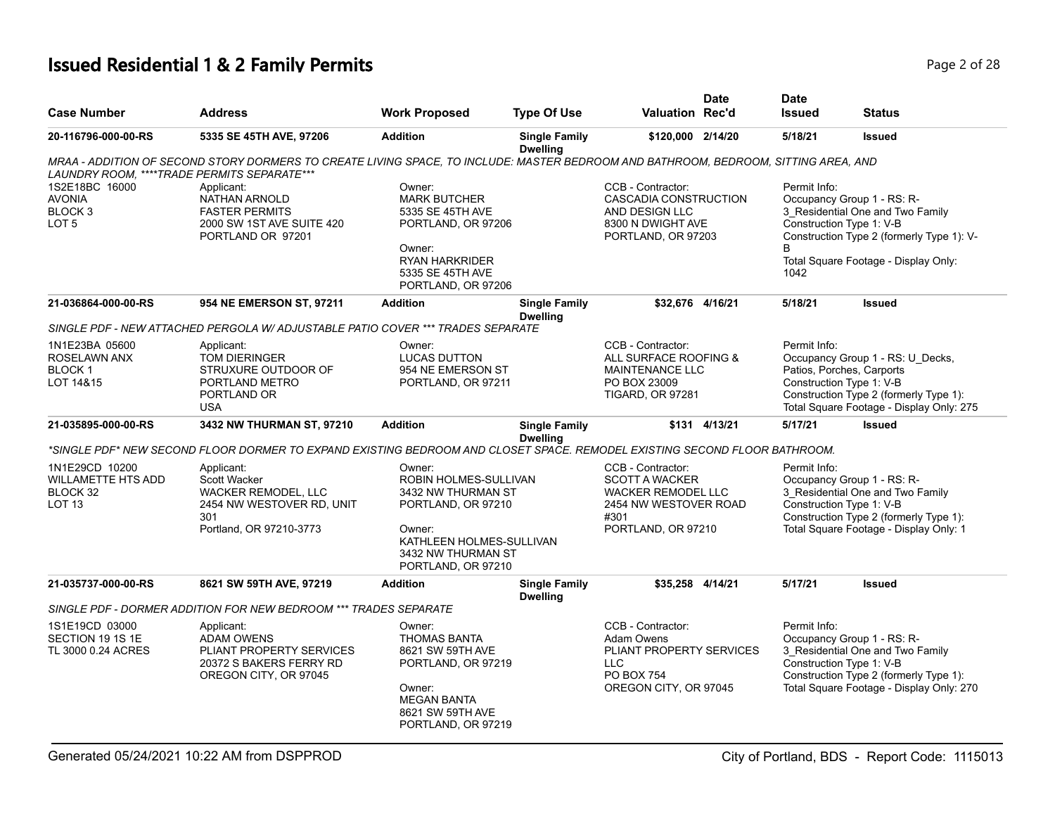# Issued Residential 1 & 2 Family Permits

| Case Number | Address | Work Proposed | Type Of Use | Valuation | Date Rec'd | Date Issued | Status |
|---|---|---|---|---|---|---|---|
| 20-116796-000-00-RS | 5335 SE 45TH AVE, 97206 | Addition | Single Family Dwelling | $120,000 | 2/14/20 | 5/18/21 | Issued |

*MRAA - ADDITION OF SECOND STORY DORMERS TO CREATE LIVING SPACE, TO INCLUDE: MASTER BEDROOM AND BATHROOM, BEDROOM, SITTING AREA, AND LAUNDRY ROOM, ****TRADE PERMITS SEPARATE****

| | | | | |
|---|---|---|---|---|
| 1S2E18BC 16000<br>AVONIA<br>BLOCK 3<br>LOT 5 | Applicant:<br>NATHAN ARNOLD<br>FASTER PERMITS<br>2000 SW 1ST AVE SUITE 420<br>PORTLAND OR 97201 | Owner:<br>MARK BUTCHER<br>5335 SE 45TH AVE<br>PORTLAND, OR 97206<br><br>Owner:<br>RYAN HARKRIDER<br>5335 SE 45TH AVE<br>PORTLAND, OR 97206 | CCB - Contractor:<br>CASCADIA CONSTRUCTION AND DESIGN LLC<br>8300 N DWIGHT AVE<br>PORTLAND, OR 97203 | Permit Info:<br>Occupancy Group 1 - RS: R-3_Residential One and Two Family<br>Construction Type 1: V-B<br>Construction Type 2 (formerly Type 1): V-B<br>Total Square Footage - Display Only: 1042 |

| Case Number | Address | Work Proposed | Type Of Use | Valuation | Date Rec'd | Date Issued | Status |
|---|---|---|---|---|---|---|---|
| 21-036864-000-00-RS | 954 NE EMERSON ST, 97211 | Addition | Single Family Dwelling | $32,676 | 4/16/21 | 5/18/21 | Issued |

*SINGLE PDF - NEW ATTACHED PERGOLA W/ ADJUSTABLE PATIO COVER *** TRADES SEPARATE*

| | | | | |
|---|---|---|---|---|
| 1N1E23BA 05600<br>ROSELAWN ANX<br>BLOCK 1<br>LOT 14&15 | Applicant:<br>TOM DIERINGER<br>STRUXURE OUTDOOR OF PORTLAND METRO<br>PORTLAND OR<br>USA | Owner:<br>LUCAS DUTTON<br>954 NE EMERSON ST<br>PORTLAND, OR 97211 | CCB - Contractor:<br>ALL SURFACE ROOFING & MAINTENANCE LLC<br>PO BOX 23009<br>TIGARD, OR 97281 | Permit Info:<br>Occupancy Group 1 - RS: U_Decks, Patios, Porches, Carports<br>Construction Type 1: V-B<br>Construction Type 2 (formerly Type 1):<br>Total Square Footage - Display Only: 275 |

| Case Number | Address | Work Proposed | Type Of Use | Valuation | Date Rec'd | Date Issued | Status |
|---|---|---|---|---|---|---|---|
| 21-035895-000-00-RS | 3432 NW THURMAN ST, 97210 | Addition | Single Family Dwelling | $131 | 4/13/21 | 5/17/21 | Issued |

**SINGLE PDF* NEW SECOND FLOOR DORMER TO EXPAND EXISTING BEDROOM AND CLOSET SPACE. REMODEL EXISTING SECOND FLOOR BATHROOM.*

| | | | | |
|---|---|---|---|---|
| 1N1E29CD 10200<br>WILLAMETTE HTS ADD<br>BLOCK 32<br>LOT 13 | Applicant:<br>Scott Wacker<br>WACKER REMODEL, LLC<br>2454 NW WESTOVER RD, UNIT 301<br>Portland, OR 97210-3773 | Owner:<br>ROBIN HOLMES-SULLIVAN<br>3432 NW THURMAN ST<br>PORTLAND, OR 97210<br><br>Owner:<br>KATHLEEN HOLMES-SULLIVAN<br>3432 NW THURMAN ST<br>PORTLAND, OR 97210 | CCB - Contractor:<br>SCOTT A WACKER<br>WACKER REMODEL LLC<br>2454 NW WESTOVER ROAD #301<br>PORTLAND, OR 97210 | Permit Info:<br>Occupancy Group 1 - RS: R-3_Residential One and Two Family<br>Construction Type 1: V-B<br>Construction Type 2 (formerly Type 1):<br>Total Square Footage - Display Only: 1 |

| Case Number | Address | Work Proposed | Type Of Use | Valuation | Date Rec'd | Date Issued | Status |
|---|---|---|---|---|---|---|---|
| 21-035737-000-00-RS | 8621 SW 59TH AVE, 97219 | Addition | Single Family Dwelling | $35,258 | 4/14/21 | 5/17/21 | Issued |

*SINGLE PDF - DORMER ADDITION FOR NEW BEDROOM *** TRADES SEPARATE*

| | | | | |
|---|---|---|---|---|
| 1S1E19CD 03000<br>SECTION 19 1S 1E<br>TL 3000 0.24 ACRES | Applicant:<br>ADAM OWENS<br>PLIANT PROPERTY SERVICES<br>20372 S BAKERS FERRY RD<br>OREGON CITY, OR 97045 | Owner:<br>THOMAS BANTA<br>8621 SW 59TH AVE<br>PORTLAND, OR 97219<br><br>Owner:<br>MEGAN BANTA<br>8621 SW 59TH AVE<br>PORTLAND, OR 97219 | CCB - Contractor:<br>Adam Owens<br>PLIANT PROPERTY SERVICES LLC<br>PO BOX 754<br>OREGON CITY, OR 97045 | Permit Info:<br>Occupancy Group 1 - RS: R-3_Residential One and Two Family<br>Construction Type 1: V-B<br>Construction Type 2 (formerly Type 1):<br>Total Square Footage - Display Only: 270 |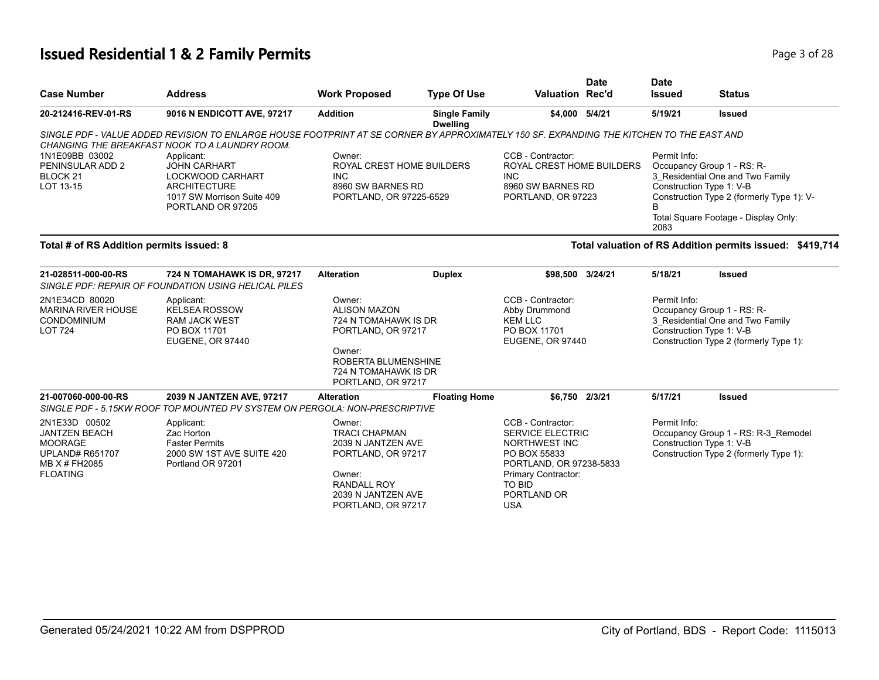# Issued Residential 1 & 2 Family Permits

| Case Number | Address | Work Proposed | Type Of Use | Valuation | Date Rec'd | Date Issued | Status |
|---|---|---|---|---|---|---|---|
| **20-212416-REV-01-RS** | **9016 N ENDICOTT AVE, 97217** | **Addition** | **Single Family Dwelling** | **$4,000** | **5/4/21** | **5/19/21** | **Issued** |

*SINGLE PDF - VALUE ADDED REVISION TO ENLARGE HOUSE FOOTPRINT AT SE CORNER BY APPROXIMATELY 150 SF. EXPANDING THE KITCHEN TO THE EAST AND CHANGING THE BREAKFAST NOOK TO A LAUNDRY ROOM.*

1N1E09BB 03002
PENINSULAR ADD 2
BLOCK 21
LOT 13-15

Applicant:
JOHN CARHART
LOCKWOOD CARHART ARCHITECTURE
1017 SW Morrison Suite 409
PORTLAND OR 97205

Owner:
ROYAL CREST HOME BUILDERS INC
8960 SW BARNES RD
PORTLAND, OR 97225-6529

CCB - Contractor:
ROYAL CREST HOME BUILDERS INC
8960 SW BARNES RD
PORTLAND, OR 97223

Permit Info:
Occupancy Group 1 - RS: R-3_Residential One and Two Family
Construction Type 1: V-B
Construction Type 2 (formerly Type 1): V-B
Total Square Footage - Display Only: 2083

**Total # of RS Addition permits issued: 8** — **Total valuation of RS Addition permits issued: $419,714**

| Case Number | Address | Work Proposed | Type Of Use | Valuation | Date Rec'd | Date Issued | Status |
|---|---|---|---|---|---|---|---|
| **21-028511-000-00-RS** | **724 N TOMAHAWK IS DR, 97217** | **Alteration** | **Duplex** | **$98,500** | **3/24/21** | **5/18/21** | **Issued** |

*SINGLE PDF: REPAIR OF FOUNDATION USING HELICAL PILES*

2N1E34CD 80020
MARINA RIVER HOUSE CONDOMINIUM
LOT 724

Applicant:
KELSEA ROSSOW
RAM JACK WEST
PO BOX 11701
EUGENE, OR 97440

Owner:
ALISON MAZON
724 N TOMAHAWK IS DR
PORTLAND, OR 97217

Owner:
ROBERTA BLUMENSHINE
724 N TOMAHAWK IS DR
PORTLAND, OR 97217

CCB - Contractor:
Abby Drummond
KEM LLC
PO BOX 11701
EUGENE, OR 97440

Permit Info:
Occupancy Group 1 - RS: R-3_Residential One and Two Family
Construction Type 1: V-B
Construction Type 2 (formerly Type 1):

| Case Number | Address | Work Proposed | Type Of Use | Valuation | Date Rec'd | Date Issued | Status |
|---|---|---|---|---|---|---|---|
| **21-007060-000-00-RS** | **2039 N JANTZEN AVE, 97217** | **Alteration** | **Floating Home** | **$6,750** | **2/3/21** | **5/17/21** | **Issued** |

*SINGLE PDF - 5.15KW ROOF TOP MOUNTED PV SYSTEM ON PERGOLA: NON-PRESCRIPTIVE*

2N1E33D 00502
JANTZEN BEACH MOORAGE
UPLAND# R651707
MB X # FH2085
FLOATING

Applicant:
Zac Horton
Faster Permits
2000 SW 1ST AVE SUITE 420
Portland OR 97201

Owner:
TRACI CHAPMAN
2039 N JANTZEN AVE
PORTLAND, OR 97217

Owner:
RANDALL ROY
2039 N JANTZEN AVE
PORTLAND, OR 97217

CCB - Contractor:
SERVICE ELECTRIC NORTHWEST INC
PO BOX 55833
PORTLAND, OR 97238-5833
Primary Contractor:
TO BID
PORTLAND OR
USA

Permit Info:
Occupancy Group 1 - RS: R-3_Remodel
Construction Type 1: V-B
Construction Type 2 (formerly Type 1):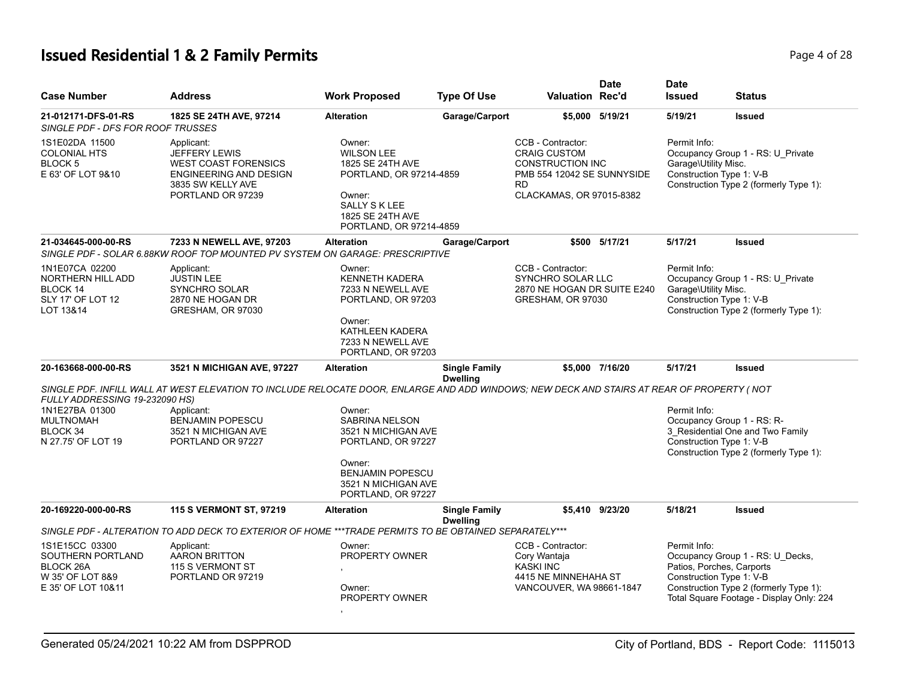# Issued Residential 1 & 2 Family Permits

| Case Number | Address | Work Proposed | Type Of Use | Valuation | Date Rec'd | Date Issued | Status |
|---|---|---|---|---|---|---|---|
| 21-012171-DFS-01-RS | 1825 SE 24TH AVE, 97214 | Alteration | Garage/Carport | $5,000 | 5/19/21 | 5/19/21 | Issued |
| SINGLE PDF - DFS FOR ROOF TRUSSES | | | | | | | |
| 1S1E02DA 11500<br>COLONIAL HTS<br>BLOCK 5<br>E 63' OF LOT 9&10 | Applicant:<br>JEFFERY LEWIS<br>WEST COAST FORENSICS<br>ENGINEERING AND DESIGN<br>3835 SW KELLY AVE<br>PORTLAND OR 97239 | Owner:<br>WILSON LEE<br>1825 SE 24TH AVE<br>PORTLAND, OR 97214-4859<br><br>Owner:<br>SALLY S K LEE<br>1825 SE 24TH AVE<br>PORTLAND, OR 97214-4859 | | CCB - Contractor:<br>CRAIG CUSTOM<br>CONSTRUCTION INC<br>PMB 554 12042 SE SUNNYSIDE<br>RD<br>CLACKAMAS, OR 97015-8382 | | Permit Info:<br>Occupancy Group 1 - RS: U_Private<br>Garage\Utility Misc.<br>Construction Type 1: V-B<br>Construction Type 2 (formerly Type 1): | |
| 21-034645-000-00-RS | 7233 N NEWELL AVE, 97203 | Alteration | Garage/Carport | $500 | 5/17/21 | 5/17/21 | Issued |
| SINGLE PDF - SOLAR 6.88KW ROOF TOP MOUNTED PV SYSTEM ON GARAGE: PRESCRIPTIVE | | | | | | | |
| 1N1E07CA 02200<br>NORTHERN HILL ADD<br>BLOCK 14<br>SLY 17' OF LOT 12<br>LOT 13&14 | Applicant:<br>JUSTIN LEE<br>SYNCHRO SOLAR<br>2870 NE HOGAN DR<br>GRESHAM, OR 97030 | Owner:<br>KENNETH KADERA<br>7233 N NEWELL AVE<br>PORTLAND, OR 97203<br><br>Owner:<br>KATHLEEN KADERA<br>7233 N NEWELL AVE<br>PORTLAND, OR 97203 | | CCB - Contractor:<br>SYNCHRO SOLAR LLC<br>2870 NE HOGAN DR SUITE E240<br>GRESHAM, OR 97030 | | Permit Info:<br>Occupancy Group 1 - RS: U_Private<br>Garage\Utility Misc.<br>Construction Type 1: V-B<br>Construction Type 2 (formerly Type 1): | |
| 20-163668-000-00-RS | 3521 N MICHIGAN AVE, 97227 | Alteration | Single Family Dwelling | $5,000 | 7/16/20 | 5/17/21 | Issued |
| SINGLE PDF. INFILL WALL AT WEST ELEVATION TO INCLUDE RELOCATE DOOR, ENLARGE AND ADD WINDOWS; NEW DECK AND STAIRS AT REAR OF PROPERTY ( NOT FULLY ADDRESSING 19-232090 HS) | | | | | | | |
| 1N1E27BA 01300<br>MULTNOMAH<br>BLOCK 34<br>N 27.75' OF LOT 19 | Applicant:<br>BENJAMIN POPESCU<br>3521 N MICHIGAN AVE<br>PORTLAND OR 97227 | Owner:<br>SABRINA NELSON<br>3521 N MICHIGAN AVE<br>PORTLAND, OR 97227<br><br>Owner:<br>BENJAMIN POPESCU<br>3521 N MICHIGAN AVE<br>PORTLAND, OR 97227 | | | | Permit Info:<br>Occupancy Group 1 - RS: R-3_Residential One and Two Family<br>Construction Type 1: V-B<br>Construction Type 2 (formerly Type 1): | |
| 20-169220-000-00-RS | 115 S VERMONT ST, 97219 | Alteration | Single Family Dwelling | $5,410 | 9/23/20 | 5/18/21 | Issued |
| SINGLE PDF - ALTERATION TO ADD DECK TO EXTERIOR OF HOME ***TRADE PERMITS TO BE OBTAINED SEPARATELY*** | | | | | | | |
| 1S1E15CC 03300<br>SOUTHERN PORTLAND<br>BLOCK 26A<br>W 35' OF LOT 8&9<br>E 35' OF LOT 10&11 | Applicant:<br>AARON BRITTON<br>115 S VERMONT ST<br>PORTLAND OR 97219 | Owner:<br>PROPERTY OWNER<br>,<br><br>Owner:<br>PROPERTY OWNER<br>, | | CCB - Contractor:<br>Cory Wantaja<br>KASKI INC<br>4415 NE MINNEHAHA ST<br>VANCOUVER, WA 98661-1847 | | Permit Info:<br>Occupancy Group 1 - RS: U_Decks, Patios, Porches, Carports<br>Construction Type 1: V-B<br>Construction Type 2 (formerly Type 1):<br>Total Square Footage - Display Only: 224 | |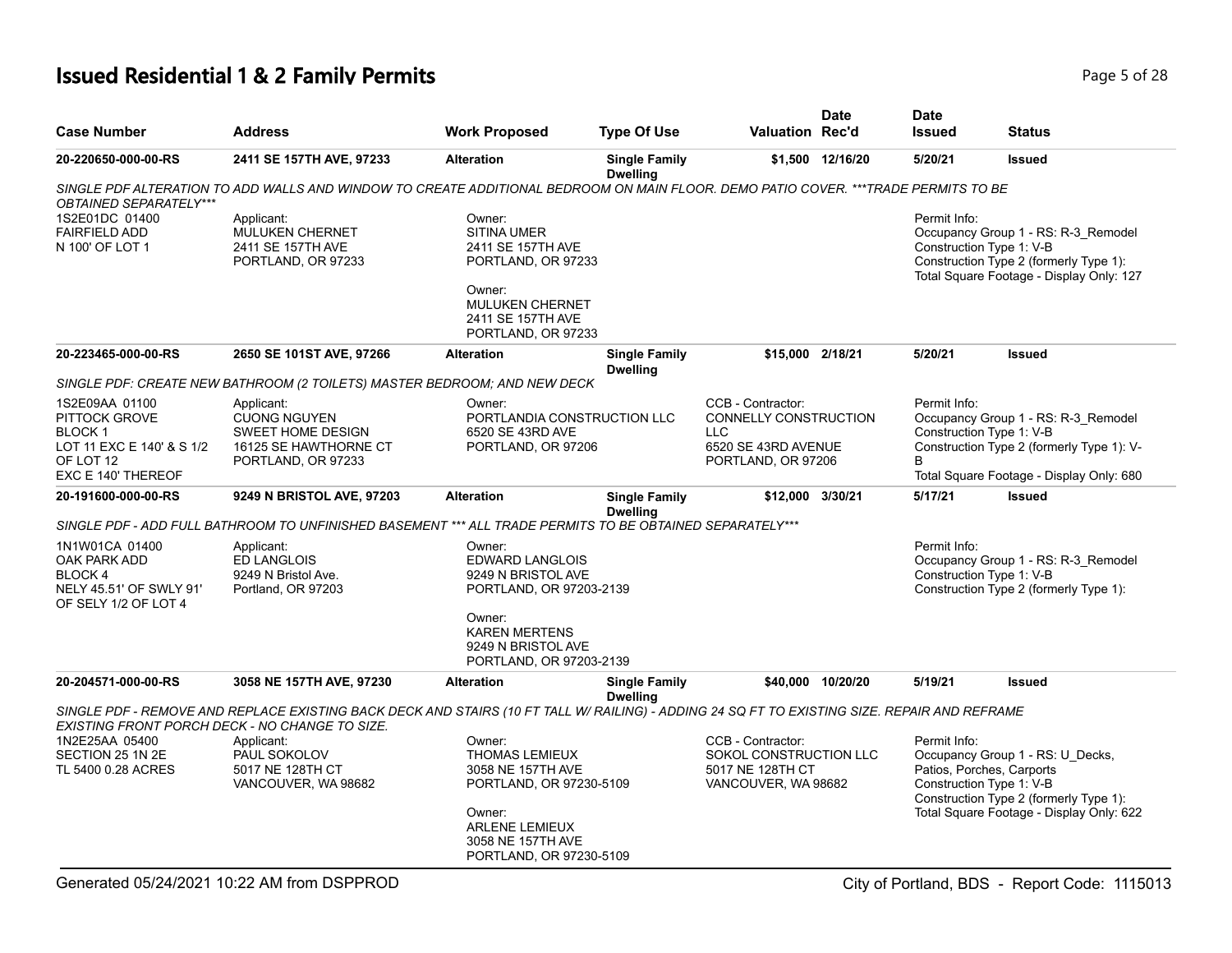# Issued Residential 1 & 2 Family Permits

| Case Number | Address | Work Proposed | Type Of Use | Valuation | Date Rec'd | Date Issued | Status |
|---|---|---|---|---|---|---|---|
| 20-220650-000-00-RS | 2411 SE 157TH AVE, 97233 | Alteration | Single Family Dwelling | $1,500 | 12/16/20 | 5/20/21 | Issued |

*SINGLE PDF ALTERATION TO ADD WALLS AND WINDOW TO CREATE ADDITIONAL BEDROOM ON MAIN FLOOR. DEMO PATIO COVER. ***TRADE PERMITS TO BE OBTAINED SEPARATELY****

1S2E01DC 01400
FAIRFIELD ADD
N 100' OF LOT 1

Applicant:
MULUKEN CHERNET
2411 SE 157TH AVE
PORTLAND, OR 97233

Owner:
SITINA UMER
2411 SE 157TH AVE
PORTLAND, OR 97233

Owner:
MULUKEN CHERNET
2411 SE 157TH AVE
PORTLAND, OR 97233

Permit Info:
Occupancy Group 1 - RS: R-3_Remodel
Construction Type 1: V-B
Construction Type 2 (formerly Type 1):
Total Square Footage - Display Only: 127

| Case Number | Address | Work Proposed | Type Of Use | Valuation | Date Rec'd | Date Issued | Status |
|---|---|---|---|---|---|---|---|
| 20-223465-000-00-RS | 2650 SE 101ST AVE, 97266 | Alteration | Single Family Dwelling | $15,000 | 2/18/21 | 5/20/21 | Issued |

*SINGLE PDF: CREATE NEW BATHROOM (2 TOILETS) MASTER BEDROOM; AND NEW DECK*

1S2E09AA 01100
PITTOCK GROVE
BLOCK 1
LOT 11 EXC E 140' & S 1/2 OF LOT 12
EXC E 140' THEREOF

Applicant:
CUONG NGUYEN
SWEET HOME DESIGN
16125 SE HAWTHORNE CT
PORTLAND, OR 97233

Owner:
PORTLANDIA CONSTRUCTION LLC
6520 SE 43RD AVE
PORTLAND, OR 97206

CCB - Contractor:
CONNELLY CONSTRUCTION LLC
6520 SE 43RD AVENUE
PORTLAND, OR 97206

Permit Info:
Occupancy Group 1 - RS: R-3_Remodel
Construction Type 1: V-B
Construction Type 2 (formerly Type 1): V-B
Total Square Footage - Display Only: 680

| Case Number | Address | Work Proposed | Type Of Use | Valuation | Date Rec'd | Date Issued | Status |
|---|---|---|---|---|---|---|---|
| 20-191600-000-00-RS | 9249 N BRISTOL AVE, 97203 | Alteration | Single Family Dwelling | $12,000 | 3/30/21 | 5/17/21 | Issued |

*SINGLE PDF - ADD FULL BATHROOM TO UNFINISHED BASEMENT *** ALL TRADE PERMITS TO BE OBTAINED SEPARATELY****

1N1W01CA 01400
OAK PARK ADD
BLOCK 4
NELY 45.51' OF SWLY 91' OF SELY 1/2 OF LOT 4

Applicant:
ED LANGLOIS
9249 N Bristol Ave.
Portland, OR 97203

Owner:
EDWARD LANGLOIS
9249 N BRISTOL AVE
PORTLAND, OR 97203-2139

Owner:
KAREN MERTENS
9249 N BRISTOL AVE
PORTLAND, OR 97203-2139

Permit Info:
Occupancy Group 1 - RS: R-3_Remodel
Construction Type 1: V-B
Construction Type 2 (formerly Type 1):

| Case Number | Address | Work Proposed | Type Of Use | Valuation | Date Rec'd | Date Issued | Status |
|---|---|---|---|---|---|---|---|
| 20-204571-000-00-RS | 3058 NE 157TH AVE, 97230 | Alteration | Single Family Dwelling | $40,000 | 10/20/20 | 5/19/21 | Issued |

*SINGLE PDF - REMOVE AND REPLACE EXISTING BACK DECK AND STAIRS (10 FT TALL W/ RAILING) - ADDING 24 SQ FT TO EXISTING SIZE. REPAIR AND REFRAME EXISTING FRONT PORCH DECK - NO CHANGE TO SIZE.*

1N2E25AA 05400
SECTION 25 1N 2E
TL 5400 0.28 ACRES

Applicant:
PAUL SOKOLOV
5017 NE 128TH CT
VANCOUVER, WA 98682

Owner:
THOMAS LEMIEUX
3058 NE 157TH AVE
PORTLAND, OR 97230-5109

Owner:
ARLENE LEMIEUX
3058 NE 157TH AVE
PORTLAND, OR 97230-5109

CCB - Contractor:
SOKOL CONSTRUCTION LLC
5017 NE 128TH CT
VANCOUVER, WA 98682

Permit Info:
Occupancy Group 1 - RS: U_Decks, Patios, Porches, Carports
Construction Type 1: V-B
Construction Type 2 (formerly Type 1):
Total Square Footage - Display Only: 622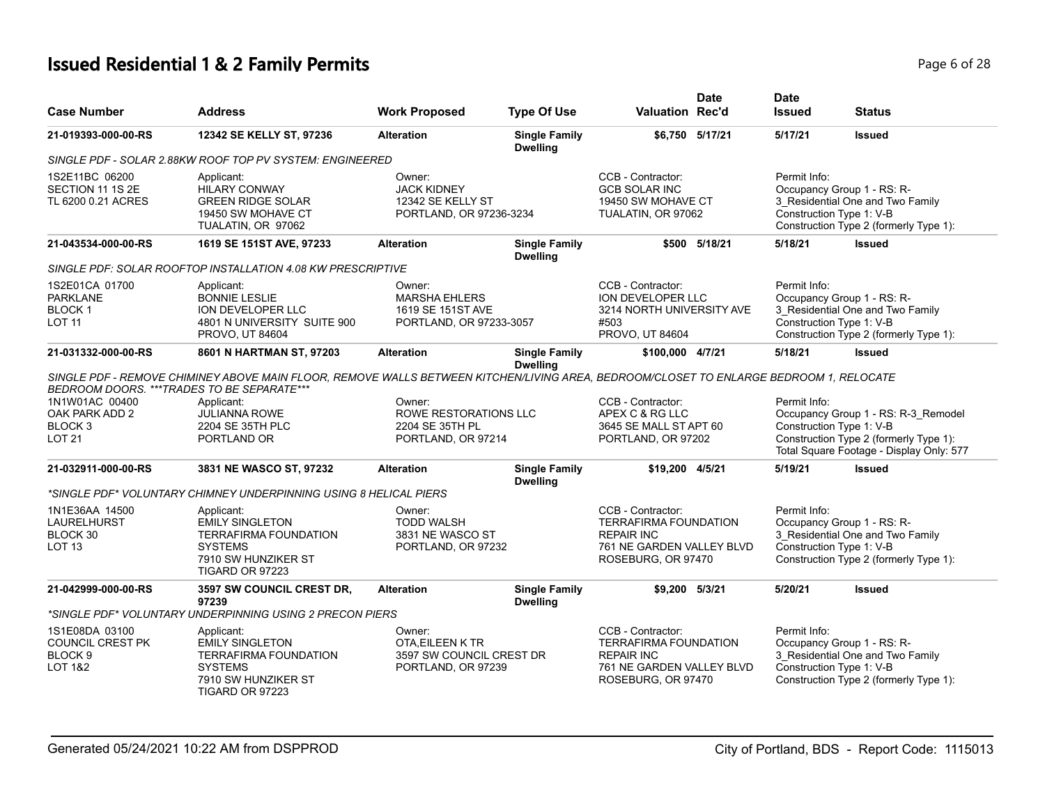# Issued Residential 1 & 2 Family Permits

| Case Number | Address | Work Proposed | Type Of Use | Valuation | Date Rec'd | Date Issued | Status |
|---|---|---|---|---|---|---|---|
| 21-019393-000-00-RS | 12342 SE KELLY ST, 97236 | Alteration | Single Family Dwelling | $6,750 | 5/17/21 | 5/17/21 | Issued |

*SINGLE PDF - SOLAR 2.88KW ROOF TOP PV SYSTEM: ENGINEERED*

1S2E11BC 06200
SECTION 11 1S 2E
TL 6200 0.21 ACRES

Applicant:
HILARY CONWAY
GREEN RIDGE SOLAR
19450 SW MOHAVE CT
TUALATIN, OR 97062

Owner:
JACK KIDNEY
12342 SE KELLY ST
PORTLAND, OR 97236-3234

CCB - Contractor:
GCB SOLAR INC
19450 SW MOHAVE CT
TUALATIN, OR 97062

Permit Info:
Occupancy Group 1 - RS: R-3_Residential One and Two Family
Construction Type 1: V-B
Construction Type 2 (formerly Type 1):

| Case Number | Address | Work Proposed | Type Of Use | Valuation | Date Rec'd | Date Issued | Status |
|---|---|---|---|---|---|---|---|
| 21-043534-000-00-RS | 1619 SE 151ST AVE, 97233 | Alteration | Single Family Dwelling | $500 | 5/18/21 | 5/18/21 | Issued |

*SINGLE PDF: SOLAR ROOFTOP INSTALLATION 4.08 KW PRESCRIPTIVE*

1S2E01CA 01700
PARKLANE
BLOCK 1
LOT 11

Applicant:
BONNIE LESLIE
ION DEVELOPER LLC
4801 N UNIVERSITY SUITE 900
PROVO, UT 84604

Owner:
MARSHA EHLERS
1619 SE 151ST AVE
PORTLAND, OR 97233-3057

CCB - Contractor:
ION DEVELOPER LLC
3214 NORTH UNIVERSITY AVE #503
PROVO, UT 84604

Permit Info:
Occupancy Group 1 - RS: R-3_Residential One and Two Family
Construction Type 1: V-B
Construction Type 2 (formerly Type 1):

| Case Number | Address | Work Proposed | Type Of Use | Valuation | Date Rec'd | Date Issued | Status |
|---|---|---|---|---|---|---|---|
| 21-031332-000-00-RS | 8601 N HARTMAN ST, 97203 | Alteration | Single Family Dwelling | $100,000 | 4/7/21 | 5/18/21 | Issued |

*SINGLE PDF - REMOVE CHIMINEY ABOVE MAIN FLOOR, REMOVE WALLS BETWEEN KITCHEN/LIVING AREA, BEDROOM/CLOSET TO ENLARGE BEDROOM 1, RELOCATE BEDROOM DOORS. ***TRADES TO BE SEPARATE****

1N1W01AC 00400
OAK PARK ADD 2
BLOCK 3
LOT 21

Applicant:
JULIANNA ROWE
2204 SE 35TH PLC
PORTLAND OR

Owner:
ROWE RESTORATIONS LLC
2204 SE 35TH PL
PORTLAND, OR 97214

CCB - Contractor:
APEX C & RG LLC
3645 SE MALL ST APT 60
PORTLAND, OR 97202

Permit Info:
Occupancy Group 1 - RS: R-3_Remodel
Construction Type 1: V-B
Construction Type 2 (formerly Type 1):
Total Square Footage - Display Only: 577

| Case Number | Address | Work Proposed | Type Of Use | Valuation | Date Rec'd | Date Issued | Status |
|---|---|---|---|---|---|---|---|
| 21-032911-000-00-RS | 3831 NE WASCO ST, 97232 | Alteration | Single Family Dwelling | $19,200 | 4/5/21 | 5/19/21 | Issued |

**SINGLE PDF* VOLUNTARY CHIMNEY UNDERPINNING USING 8 HELICAL PIERS*

1N1E36AA 14500
LAURELHURST
BLOCK 30
LOT 13

Applicant:
EMILY SINGLETON
TERRAFIRMA FOUNDATION SYSTEMS
7910 SW HUNZIKER ST
TIGARD OR 97223

Owner:
TODD WALSH
3831 NE WASCO ST
PORTLAND, OR 97232

CCB - Contractor:
TERRAFIRMA FOUNDATION REPAIR INC
761 NE GARDEN VALLEY BLVD
ROSEBURG, OR 97470

Permit Info:
Occupancy Group 1 - RS: R-3_Residential One and Two Family
Construction Type 1: V-B
Construction Type 2 (formerly Type 1):

| Case Number | Address | Work Proposed | Type Of Use | Valuation | Date Rec'd | Date Issued | Status |
|---|---|---|---|---|---|---|---|
| 21-042999-000-00-RS | 3597 SW COUNCIL CREST DR, 97239 | Alteration | Single Family Dwelling | $9,200 | 5/3/21 | 5/20/21 | Issued |

**SINGLE PDF* VOLUNTARY UNDERPINNING USING 2 PRECON PIERS*

1S1E08DA 03100
COUNCIL CREST PK
BLOCK 9
LOT 1&2

Applicant:
EMILY SINGLETON
TERRAFIRMA FOUNDATION SYSTEMS
7910 SW HUNZIKER ST
TIGARD OR 97223

Owner:
OTA,EILEEN K TR
3597 SW COUNCIL CREST DR
PORTLAND, OR 97239

CCB - Contractor:
TERRAFIRMA FOUNDATION REPAIR INC
761 NE GARDEN VALLEY BLVD
ROSEBURG, OR 97470

Permit Info:
Occupancy Group 1 - RS: R-3_Residential One and Two Family
Construction Type 1: V-B
Construction Type 2 (formerly Type 1):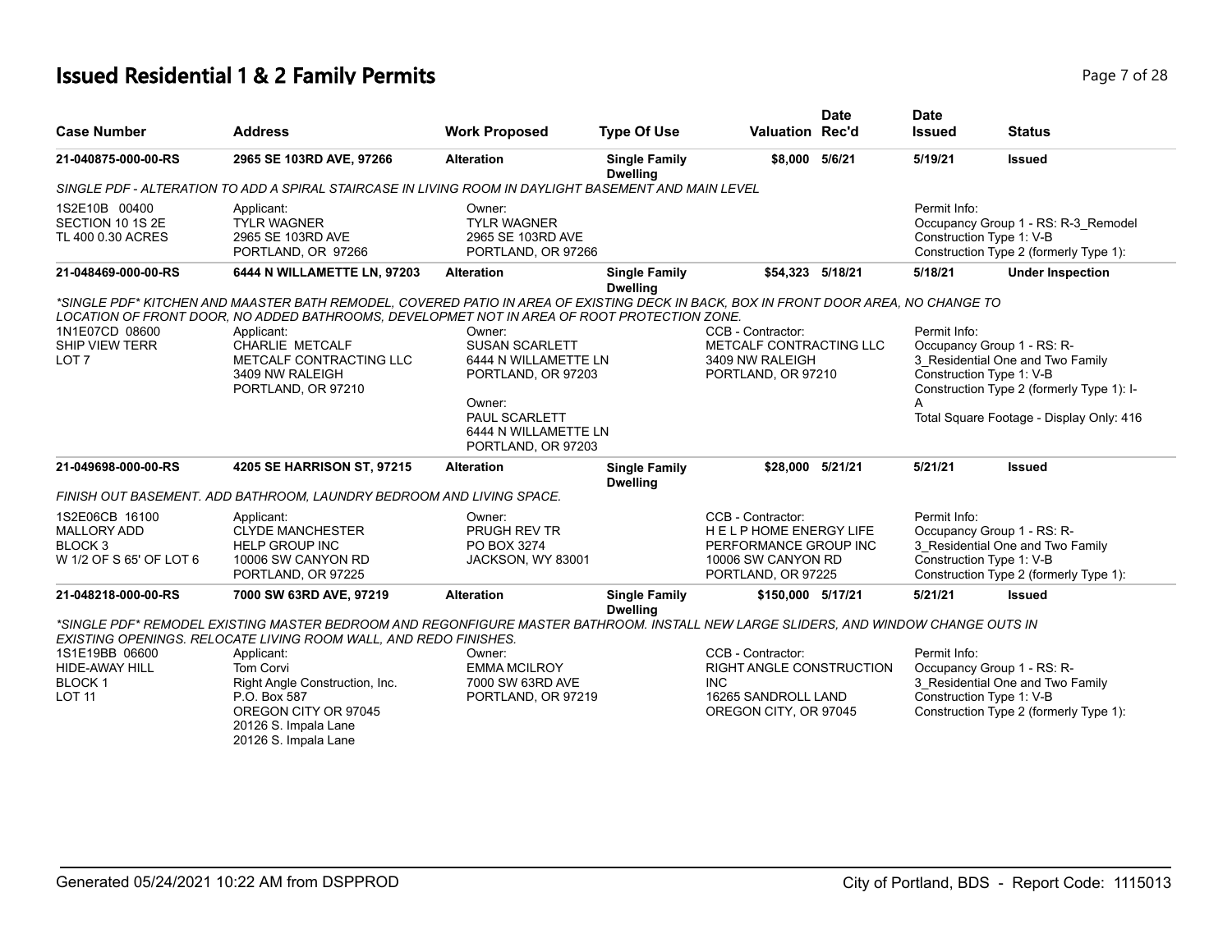# Issued Residential 1 & 2 Family Permits

| Case Number | Address | Work Proposed | Type Of Use | Valuation | Date Rec'd | Date Issued | Status |
|---|---|---|---|---|---|---|---|
| 21-040875-000-00-RS | 2965 SE 103RD AVE, 97266 | Alteration | Single Family Dwelling | $8,000 | 5/6/21 | 5/19/21 | Issued |

SINGLE PDF - ALTERATION TO ADD A SPIRAL STAIRCASE IN LIVING ROOM IN DAYLIGHT BASEMENT AND MAIN LEVEL

1S2E10B 00400
SECTION 10 1S 2E
TL 400 0.30 ACRES

Applicant:
TYLR WAGNER
2965 SE 103RD AVE
PORTLAND, OR 97266

Owner:
TYLR WAGNER
2965 SE 103RD AVE
PORTLAND, OR 97266

Permit Info:
Occupancy Group 1 - RS: R-3_Remodel
Construction Type 1: V-B
Construction Type 2 (formerly Type 1):

| Case Number | Address | Work Proposed | Type Of Use | Valuation | Date Rec'd | Date Issued | Status |
|---|---|---|---|---|---|---|---|
| 21-048469-000-00-RS | 6444 N WILLAMETTE LN, 97203 | Alteration | Single Family Dwelling | $54,323 | 5/18/21 | 5/18/21 | Under Inspection |

*SINGLE PDF* KITCHEN AND MAASTER BATH REMODEL, COVERED PATIO IN AREA OF EXISTING DECK IN BACK, BOX IN FRONT DOOR AREA, NO CHANGE TO LOCATION OF FRONT DOOR, NO ADDED BATHROOMS, DEVELOPMET NOT IN AREA OF ROOT PROTECTION ZONE.

1N1E07CD 08600
SHIP VIEW TERR
LOT 7

Applicant:
CHARLIE METCALF
METCALF CONTRACTING LLC
3409 NW RALEIGH
PORTLAND, OR 97210

Owner:
SUSAN SCARLETT
6444 N WILLAMETTE LN
PORTLAND, OR 97203

Owner:
PAUL SCARLETT
6444 N WILLAMETTE LN
PORTLAND, OR 97203

CCB - Contractor:
METCALF CONTRACTING LLC
3409 NW RALEIGH
PORTLAND, OR 97210

Permit Info:
Occupancy Group 1 - RS: R-3_Residential One and Two Family
Construction Type 1: V-B
Construction Type 2 (formerly Type 1): I-A
Total Square Footage - Display Only: 416

| Case Number | Address | Work Proposed | Type Of Use | Valuation | Date Rec'd | Date Issued | Status |
|---|---|---|---|---|---|---|---|
| 21-049698-000-00-RS | 4205 SE HARRISON ST, 97215 | Alteration | Single Family Dwelling | $28,000 | 5/21/21 | 5/21/21 | Issued |

FINISH OUT BASEMENT. ADD BATHROOM, LAUNDRY BEDROOM AND LIVING SPACE.

1S2E06CB 16100
MALLORY ADD
BLOCK 3
W 1/2 OF S 65' OF LOT 6

Applicant:
CLYDE MANCHESTER
HELP GROUP INC
10006 SW CANYON RD
PORTLAND, OR 97225

Owner:
PRUGH REV TR
PO BOX 3274
JACKSON, WY 83001

CCB - Contractor:
H E L P HOME ENERGY LIFE PERFORMANCE GROUP INC
10006 SW CANYON RD
PORTLAND, OR 97225

Permit Info:
Occupancy Group 1 - RS: R-3_Residential One and Two Family
Construction Type 1: V-B
Construction Type 2 (formerly Type 1):

| Case Number | Address | Work Proposed | Type Of Use | Valuation | Date Rec'd | Date Issued | Status |
|---|---|---|---|---|---|---|---|
| 21-048218-000-00-RS | 7000 SW 63RD AVE, 97219 | Alteration | Single Family Dwelling | $150,000 | 5/17/21 | 5/21/21 | Issued |

*SINGLE PDF* REMODEL EXISTING MASTER BEDROOM AND REGONFIGURE MASTER BATHROOM. INSTALL NEW LARGE SLIDERS, AND WINDOW CHANGE OUTS IN EXISTING OPENINGS. RELOCATE LIVING ROOM WALL, AND REDO FINISHES.

1S1E19BB 06600
HIDE-AWAY HILL
BLOCK 1
LOT 11

Applicant:
Tom Corvi
Right Angle Construction, Inc.
P.O. Box 587
OREGON CITY OR 97045
20126 S. Impala Lane
20126 S. Impala Lane

Owner:
EMMA MCILROY
7000 SW 63RD AVE
PORTLAND, OR 97219

CCB - Contractor:
RIGHT ANGLE CONSTRUCTION INC
16265 SANDROLL LAND
OREGON CITY, OR 97045

Permit Info:
Occupancy Group 1 - RS: R-3_Residential One and Two Family
Construction Type 1: V-B
Construction Type 2 (formerly Type 1):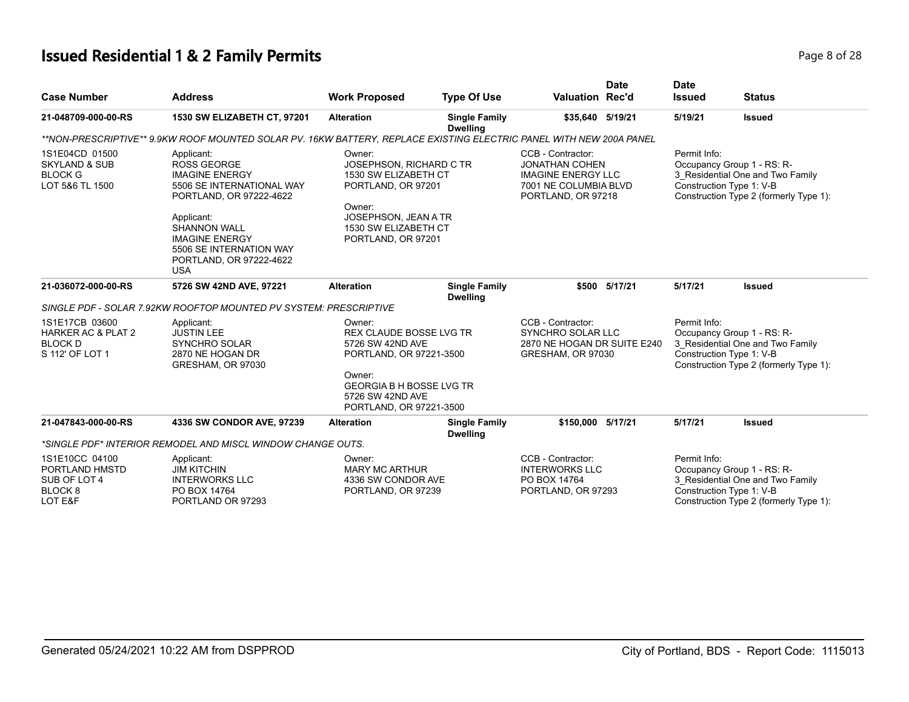# Issued Residential 1 & 2 Family Permits

| Case Number | Address | Work Proposed | Type Of Use | Valuation | Date Rec'd | Date Issued | Status |
|---|---|---|---|---|---|---|---|
| 21-048709-000-00-RS | 1530 SW ELIZABETH CT, 97201 | Alteration | Single Family Dwelling | $35,640 | 5/19/21 | 5/19/21 | Issued |

**NON-PRESCRIPTIVE** 9.9KW ROOF MOUNTED SOLAR PV. 16KW BATTERY, REPLACE EXISTING ELECTRIC PANEL WITH NEW 200A PANEL

1S1E04CD 01500
SKYLAND & SUB
BLOCK G
LOT 5&6 TL 1500

Applicant:
ROSS GEORGE
IMAGINE ENERGY
5506 SE INTERNATIONAL WAY
PORTLAND, OR 97222-4622

Applicant:
SHANNON WALL
IMAGINE ENERGY
5506 SE INTERNATION WAY
PORTLAND, OR 97222-4622
USA

Owner:
JOSEPHSON, RICHARD C TR
1530 SW ELIZABETH CT
PORTLAND, OR 97201

Owner:
JOSEPHSON, JEAN A TR
1530 SW ELIZABETH CT
PORTLAND, OR 97201

CCB - Contractor:
JONATHAN COHEN
IMAGINE ENERGY LLC
7001 NE COLUMBIA BLVD
PORTLAND, OR 97218

Permit Info:
Occupancy Group 1 - RS: R-3_Residential One and Two Family
Construction Type 1: V-B
Construction Type 2 (formerly Type 1):

| Case Number | Address | Work Proposed | Type Of Use | Valuation | Date Rec'd | Date Issued | Status |
|---|---|---|---|---|---|---|---|
| 21-036072-000-00-RS | 5726 SW 42ND AVE, 97221 | Alteration | Single Family Dwelling | $500 | 5/17/21 | 5/17/21 | Issued |

SINGLE PDF - SOLAR 7.92KW ROOFTOP MOUNTED PV SYSTEM: PRESCRIPTIVE

1S1E17CB 03600
HARKER AC & PLAT 2
BLOCK D
S 112' OF LOT 1

Applicant:
JUSTIN LEE
SYNCHRO SOLAR
2870 NE HOGAN DR
GRESHAM, OR 97030

Owner:
REX CLAUDE BOSSE LVG TR
5726 SW 42ND AVE
PORTLAND, OR 97221-3500

Owner:
GEORGIA B H BOSSE LVG TR
5726 SW 42ND AVE
PORTLAND, OR 97221-3500

CCB - Contractor:
SYNCHRO SOLAR LLC
2870 NE HOGAN DR SUITE E240
GRESHAM, OR 97030

Permit Info:
Occupancy Group 1 - RS: R-3_Residential One and Two Family
Construction Type 1: V-B
Construction Type 2 (formerly Type 1):

| Case Number | Address | Work Proposed | Type Of Use | Valuation | Date Rec'd | Date Issued | Status |
|---|---|---|---|---|---|---|---|
| 21-047843-000-00-RS | 4336 SW CONDOR AVE, 97239 | Alteration | Single Family Dwelling | $150,000 | 5/17/21 | 5/17/21 | Issued |

*SINGLE PDF* INTERIOR REMODEL AND MISCL WINDOW CHANGE OUTS.

1S1E10CC 04100
PORTLAND HMSTD
SUB OF LOT 4
BLOCK 8
LOT E&F

Applicant:
JIM KITCHIN
INTERWORKS LLC
PO BOX 14764
PORTLAND OR 97293

Owner:
MARY MC ARTHUR
4336 SW CONDOR AVE
PORTLAND, OR 97239

CCB - Contractor:
INTERWORKS LLC
PO BOX 14764
PORTLAND, OR 97293

Permit Info:
Occupancy Group 1 - RS: R-3_Residential One and Two Family
Construction Type 1: V-B
Construction Type 2 (formerly Type 1):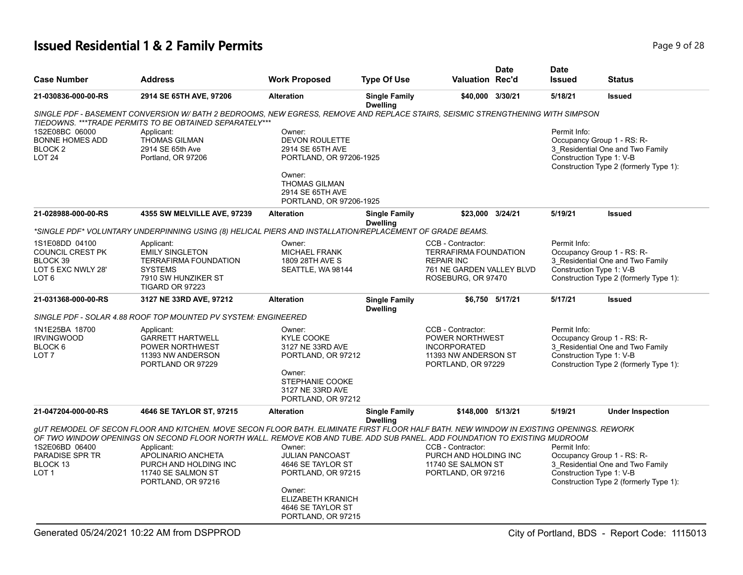# Issued Residential 1 & 2 Family Permits

| Case Number | Address | Work Proposed | Type Of Use | Valuation | Date Rec'd | Date Issued | Status |
|---|---|---|---|---|---|---|---|
| 21-030836-000-00-RS | 2914 SE 65TH AVE, 97206 | Alteration | Single Family Dwelling | $40,000 | 3/30/21 | 5/18/21 | Issued |

*SINGLE PDF - BASEMENT CONVERSION W/ BATH 2 BEDROOMS, NEW EGRESS, REMOVE AND REPLACE STAIRS, SEISMIC STRENGTHENING WITH SIMPSON TIEDOWNS. ***TRADE PERMITS TO BE OBTAINED SEPARATELY****

1S2E08BC 06000
BONNE HOMES ADD
BLOCK 2
LOT 24

Applicant:
THOMAS GILMAN
2914 SE 65th Ave
Portland, OR 97206

Owner:
DEVON ROULETTE
2914 SE 65TH AVE
PORTLAND, OR 97206-1925

Owner:
THOMAS GILMAN
2914 SE 65TH AVE
PORTLAND, OR 97206-1925

Permit Info:
Occupancy Group 1 - RS: R-3_Residential One and Two Family
Construction Type 1: V-B
Construction Type 2 (formerly Type 1):

---

| Case Number | Address | Work Proposed | Type Of Use | Valuation | Date Rec'd | Date Issued | Status |
|---|---|---|---|---|---|---|---|
| 21-028988-000-00-RS | 4355 SW MELVILLE AVE, 97239 | Alteration | Single Family Dwelling | $23,000 | 3/24/21 | 5/19/21 | Issued |

*\*SINGLE PDF\* VOLUNTARY UNDERPINNING USING (8) HELICAL PIERS AND INSTALLATION/REPLACEMENT OF GRADE BEAMS.*

1S1E08DD 04100
COUNCIL CREST PK
BLOCK 39
LOT 5 EXC NWLY 28'
LOT 6

Applicant:
EMILY SINGLETON
TERRAFIRMA FOUNDATION SYSTEMS
7910 SW HUNZIKER ST
TIGARD OR 97223

Owner:
MICHAEL FRANK
1809 28TH AVE S
SEATTLE, WA 98144

CCB - Contractor:
TERRAFIRMA FOUNDATION REPAIR INC
761 NE GARDEN VALLEY BLVD
ROSEBURG, OR 97470

Permit Info:
Occupancy Group 1 - RS: R-3_Residential One and Two Family
Construction Type 1: V-B
Construction Type 2 (formerly Type 1):

---

| Case Number | Address | Work Proposed | Type Of Use | Valuation | Date Rec'd | Date Issued | Status |
|---|---|---|---|---|---|---|---|
| 21-031368-000-00-RS | 3127 NE 33RD AVE, 97212 | Alteration | Single Family Dwelling | $6,750 | 5/17/21 | 5/17/21 | Issued |

*SINGLE PDF - SOLAR 4.88 ROOF TOP MOUNTED PV SYSTEM: ENGINEERED*

1N1E25BA 18700
IRVINGWOOD
BLOCK 6
LOT 7

Applicant:
GARRETT HARTWELL
POWER NORTHWEST
11393 NW ANDERSON
PORTLAND OR 97229

Owner:
KYLE COOKE
3127 NE 33RD AVE
PORTLAND, OR 97212

Owner:
STEPHANIE COOKE
3127 NE 33RD AVE
PORTLAND, OR 97212

CCB - Contractor:
POWER NORTHWEST INCORPORATED
11393 NW ANDERSON ST
PORTLAND, OR 97229

Permit Info:
Occupancy Group 1 - RS: R-3_Residential One and Two Family
Construction Type 1: V-B
Construction Type 2 (formerly Type 1):

---

| Case Number | Address | Work Proposed | Type Of Use | Valuation | Date Rec'd | Date Issued | Status |
|---|---|---|---|---|---|---|---|
| 21-047204-000-00-RS | 4646 SE TAYLOR ST, 97215 | Alteration | Single Family Dwelling | $148,000 | 5/13/21 | 5/19/21 | Under Inspection |

*gUT REMODEL OF SECON FLOOR AND KITCHEN. MOVE SECON FLOOR BATH. ELIMINATE FIRST FLOOR HALF BATH. NEW WINDOW IN EXISTING OPENINGS. REWORK OF TWO WINDOW OPENINGS ON SECOND FLOOR NORTH WALL. REMOVE KOB AND TUBE. ADD SUB PANEL. ADD FOUNDATION TO EXISTING MUDROOM*

1S2E06BD 06400
PARADISE SPR TR
BLOCK 13
LOT 1

Applicant:
APOLINARIO ANCHETA
PURCH AND HOLDING INC
11740 SE SALMON ST
PORTLAND, OR 97216

Owner:
JULIAN PANCOAST
4646 SE TAYLOR ST
PORTLAND, OR 97215

Owner:
ELIZABETH KRANICH
4646 SE TAYLOR ST
PORTLAND, OR 97215

CCB - Contractor:
PURCH AND HOLDING INC
11740 SE SALMON ST
PORTLAND, OR 97216

Permit Info:
Occupancy Group 1 - RS: R-3_Residential One and Two Family
Construction Type 1: V-B
Construction Type 2 (formerly Type 1):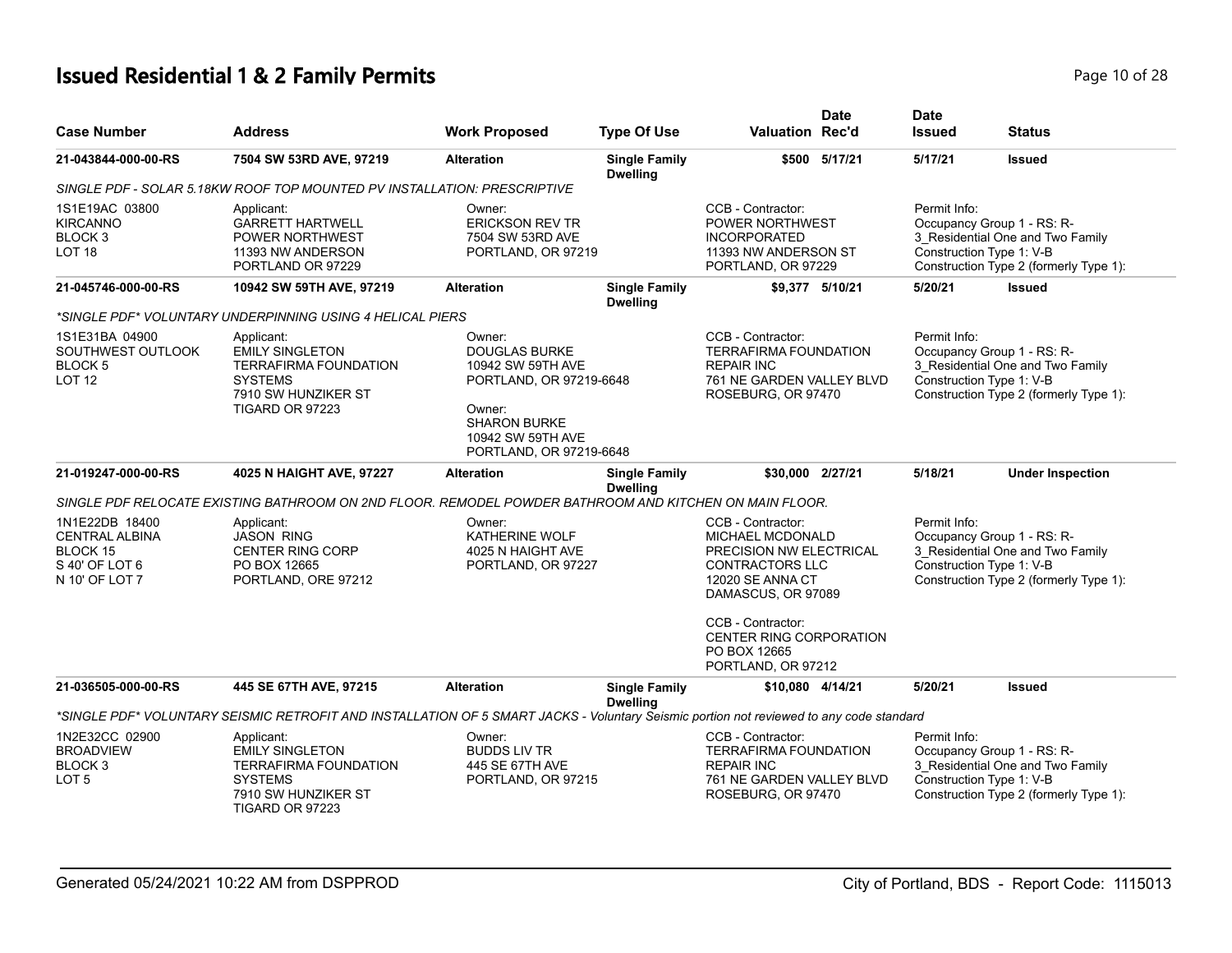# Issued Residential 1 & 2 Family Permits

| Case Number | Address | Work Proposed | Type Of Use | Valuation | Date Rec'd | Date Issued | Status |
|---|---|---|---|---|---|---|---|
| 21-043844-000-00-RS | 7504 SW 53RD AVE, 97219 | Alteration | Single Family Dwelling | $500 | 5/17/21 | 5/17/21 | Issued |

SINGLE PDF - SOLAR 5.18KW ROOF TOP MOUNTED PV INSTALLATION: PRESCRIPTIVE

| | | | | |
|---|---|---|---|---|
| 1S1E19AC 03800<br>KIRCANNO<br>BLOCK 3<br>LOT 18 | Applicant:<br>GARRETT HARTWELL<br>POWER NORTHWEST<br>11393 NW ANDERSON<br>PORTLAND OR 97229 | Owner:<br>ERICKSON REV TR<br>7504 SW 53RD AVE<br>PORTLAND, OR 97219 | CCB - Contractor:<br>POWER NORTHWEST INCORPORATED<br>11393 NW ANDERSON ST<br>PORTLAND, OR 97229 | Permit Info:<br>Occupancy Group 1 - RS: R-3_Residential One and Two Family<br>Construction Type 1: V-B<br>Construction Type 2 (formerly Type 1): |

| Case Number | Address | Work Proposed | Type Of Use | Valuation | Date Rec'd | Date Issued | Status |
|---|---|---|---|---|---|---|---|
| 21-045746-000-00-RS | 10942 SW 59TH AVE, 97219 | Alteration | Single Family Dwelling | $9,377 | 5/10/21 | 5/20/21 | Issued |

*SINGLE PDF* VOLUNTARY UNDERPINNING USING 4 HELICAL PIERS

| | | | | |
|---|---|---|---|---|
| 1S1E31BA 04900<br>SOUTHWEST OUTLOOK<br>BLOCK 5<br>LOT 12 | Applicant:<br>EMILY SINGLETON<br>TERRAFIRMA FOUNDATION SYSTEMS<br>7910 SW HUNZIKER ST<br>TIGARD OR 97223 | Owner:<br>DOUGLAS BURKE<br>10942 SW 59TH AVE<br>PORTLAND, OR 97219-6648<br><br>Owner:<br>SHARON BURKE<br>10942 SW 59TH AVE<br>PORTLAND, OR 97219-6648 | CCB - Contractor:<br>TERRAFIRMA FOUNDATION REPAIR INC<br>761 NE GARDEN VALLEY BLVD<br>ROSEBURG, OR 97470 | Permit Info:<br>Occupancy Group 1 - RS: R-3_Residential One and Two Family<br>Construction Type 1: V-B<br>Construction Type 2 (formerly Type 1): |

| Case Number | Address | Work Proposed | Type Of Use | Valuation | Date Rec'd | Date Issued | Status |
|---|---|---|---|---|---|---|---|
| 21-019247-000-00-RS | 4025 N HAIGHT AVE, 97227 | Alteration | Single Family Dwelling | $30,000 | 2/27/21 | 5/18/21 | Under Inspection |

SINGLE PDF RELOCATE EXISTING BATHROOM ON 2ND FLOOR. REMODEL POWDER BATHROOM AND KITCHEN ON MAIN FLOOR.

| | | | | |
|---|---|---|---|---|
| 1N1E22DB 18400<br>CENTRAL ALBINA<br>BLOCK 15<br>S 40' OF LOT 6<br>N 10' OF LOT 7 | Applicant:<br>JASON RING<br>CENTER RING CORP<br>PO BOX 12665<br>PORTLAND, ORE 97212 | Owner:<br>KATHERINE WOLF<br>4025 N HAIGHT AVE<br>PORTLAND, OR 97227 | CCB - Contractor:<br>MICHAEL MCDONALD<br>PRECISION NW ELECTRICAL CONTRACTORS LLC<br>12020 SE ANNA CT<br>DAMASCUS, OR 97089<br><br>CCB - Contractor:<br>CENTER RING CORPORATION<br>PO BOX 12665<br>PORTLAND, OR 97212 | Permit Info:<br>Occupancy Group 1 - RS: R-3_Residential One and Two Family<br>Construction Type 1: V-B<br>Construction Type 2 (formerly Type 1): |

| Case Number | Address | Work Proposed | Type Of Use | Valuation | Date Rec'd | Date Issued | Status |
|---|---|---|---|---|---|---|---|
| 21-036505-000-00-RS | 445 SE 67TH AVE, 97215 | Alteration | Single Family Dwelling | $10,080 | 4/14/21 | 5/20/21 | Issued |

*SINGLE PDF* VOLUNTARY SEISMIC RETROFIT AND INSTALLATION OF 5 SMART JACKS - Voluntary Seismic portion not reviewed to any code standard

| | | | | |
|---|---|---|---|---|
| 1N2E32CC 02900<br>BROADVIEW<br>BLOCK 3<br>LOT 5 | Applicant:<br>EMILY SINGLETON<br>TERRAFIRMA FOUNDATION SYSTEMS<br>7910 SW HUNZIKER ST<br>TIGARD OR 97223 | Owner:<br>BUDDS LIV TR<br>445 SE 67TH AVE<br>PORTLAND, OR 97215 | CCB - Contractor:<br>TERRAFIRMA FOUNDATION REPAIR INC<br>761 NE GARDEN VALLEY BLVD<br>ROSEBURG, OR 97470 | Permit Info:<br>Occupancy Group 1 - RS: R-3_Residential One and Two Family<br>Construction Type 1: V-B<br>Construction Type 2 (formerly Type 1): |

Generated 05/24/2021 10:22 AM from DSPPROD — City of Portland, BDS - Report Code: 1115013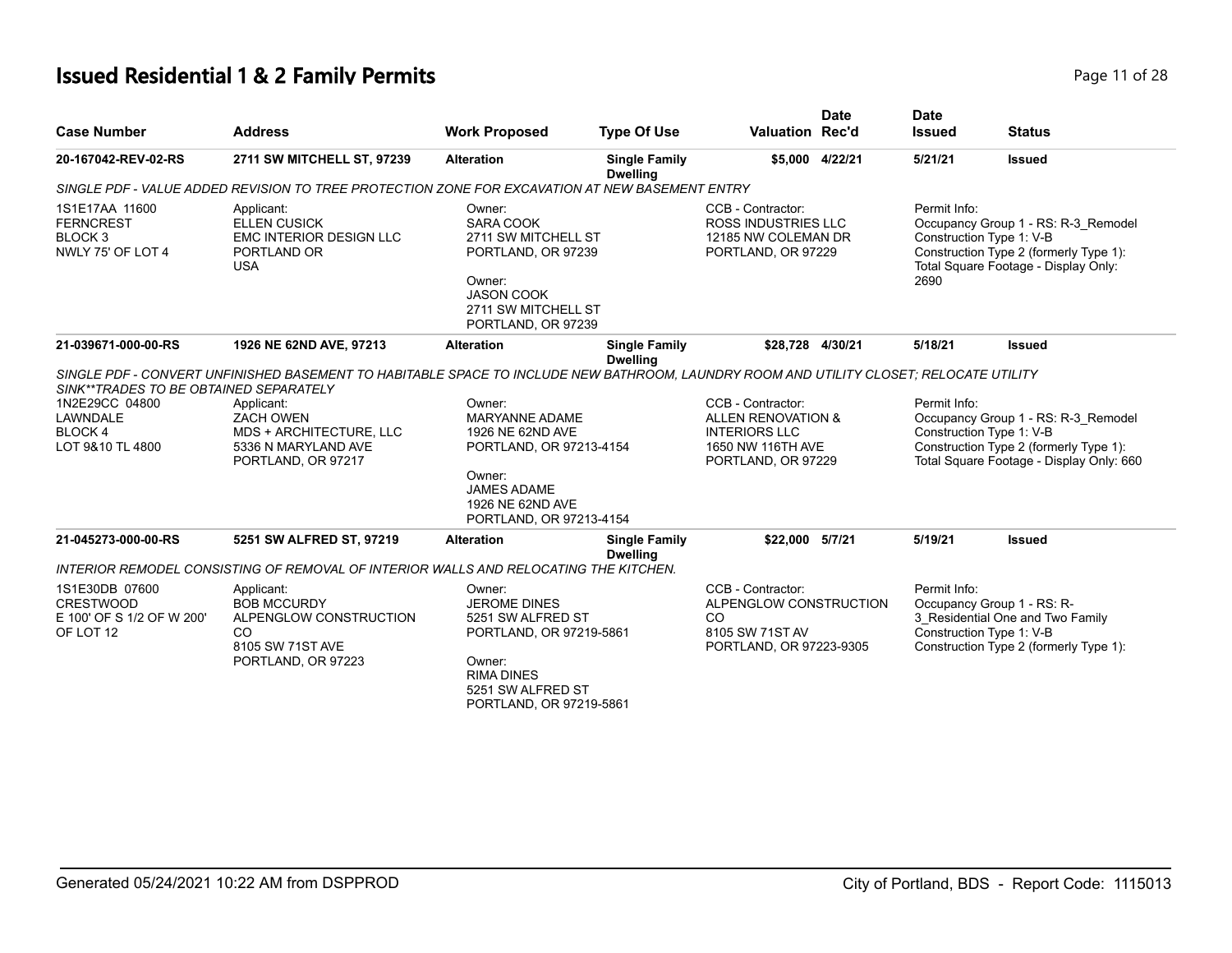# Issued Residential 1 & 2 Family Permits

| Case Number | Address | Work Proposed | Type Of Use | Valuation | Date Rec'd | Date Issued | Status |
|---|---|---|---|---|---|---|---|
| 20-167042-REV-02-RS | 2711 SW MITCHELL ST, 97239 | Alteration | Single Family Dwelling | $5,000 | 4/22/21 | 5/21/21 | Issued |

*SINGLE PDF - VALUE ADDED REVISION TO TREE PROTECTION ZONE FOR EXCAVATION AT NEW BASEMENT ENTRY*

1S1E17AA 11600
FERNCREST
BLOCK 3
NWLY 75' OF LOT 4

Applicant:
ELLEN CUSICK
EMC INTERIOR DESIGN LLC
PORTLAND OR
USA

Owner:
SARA COOK
2711 SW MITCHELL ST
PORTLAND, OR 97239

Owner:
JASON COOK
2711 SW MITCHELL ST
PORTLAND, OR 97239

CCB - Contractor:
ROSS INDUSTRIES LLC
12185 NW COLEMAN DR
PORTLAND, OR 97229

Permit Info:
Occupancy Group 1 - RS: R-3_Remodel
Construction Type 1: V-B
Construction Type 2 (formerly Type 1):
Total Square Footage - Display Only: 2690

| Case Number | Address | Work Proposed | Type Of Use | Valuation | Date Rec'd | Date Issued | Status |
|---|---|---|---|---|---|---|---|
| 21-039671-000-00-RS | 1926 NE 62ND AVE, 97213 | Alteration | Single Family Dwelling | $28,728 | 4/30/21 | 5/18/21 | Issued |

*SINGLE PDF - CONVERT UNFINISHED BASEMENT TO HABITABLE SPACE TO INCLUDE NEW BATHROOM, LAUNDRY ROOM AND UTILITY CLOSET; RELOCATE UTILITY SINK**TRADES TO BE OBTAINED SEPARATELY*

1N2E29CC 04800
LAWNDALE
BLOCK 4
LOT 9&10 TL 4800

Applicant:
ZACH OWEN
MDS + ARCHITECTURE, LLC
5336 N MARYLAND AVE
PORTLAND, OR 97217

Owner:
MARYANNE ADAME
1926 NE 62ND AVE
PORTLAND, OR 97213-4154

Owner:
JAMES ADAME
1926 NE 62ND AVE
PORTLAND, OR 97213-4154

CCB - Contractor:
ALLEN RENOVATION & INTERIORS LLC
1650 NW 116TH AVE
PORTLAND, OR 97229

Permit Info:
Occupancy Group 1 - RS: R-3_Remodel
Construction Type 1: V-B
Construction Type 2 (formerly Type 1):
Total Square Footage - Display Only: 660

| Case Number | Address | Work Proposed | Type Of Use | Valuation | Date Rec'd | Date Issued | Status |
|---|---|---|---|---|---|---|---|
| 21-045273-000-00-RS | 5251 SW ALFRED ST, 97219 | Alteration | Single Family Dwelling | $22,000 | 5/7/21 | 5/19/21 | Issued |

*INTERIOR REMODEL CONSISTING OF REMOVAL OF INTERIOR WALLS AND RELOCATING THE KITCHEN.*

1S1E30DB 07600
CRESTWOOD
E 100' OF S 1/2 OF W 200' OF LOT 12

Applicant:
BOB MCCURDY
ALPENGLOW CONSTRUCTION CO
8105 SW 71ST AVE
PORTLAND, OR 97223

Owner:
JEROME DINES
5251 SW ALFRED ST
PORTLAND, OR 97219-5861

Owner:
RIMA DINES
5251 SW ALFRED ST
PORTLAND, OR 97219-5861

CCB - Contractor:
ALPENGLOW CONSTRUCTION CO
8105 SW 71ST AV
PORTLAND, OR 97223-9305

Permit Info:
Occupancy Group 1 - RS: R-3_Residential One and Two Family
Construction Type 1: V-B
Construction Type 2 (formerly Type 1):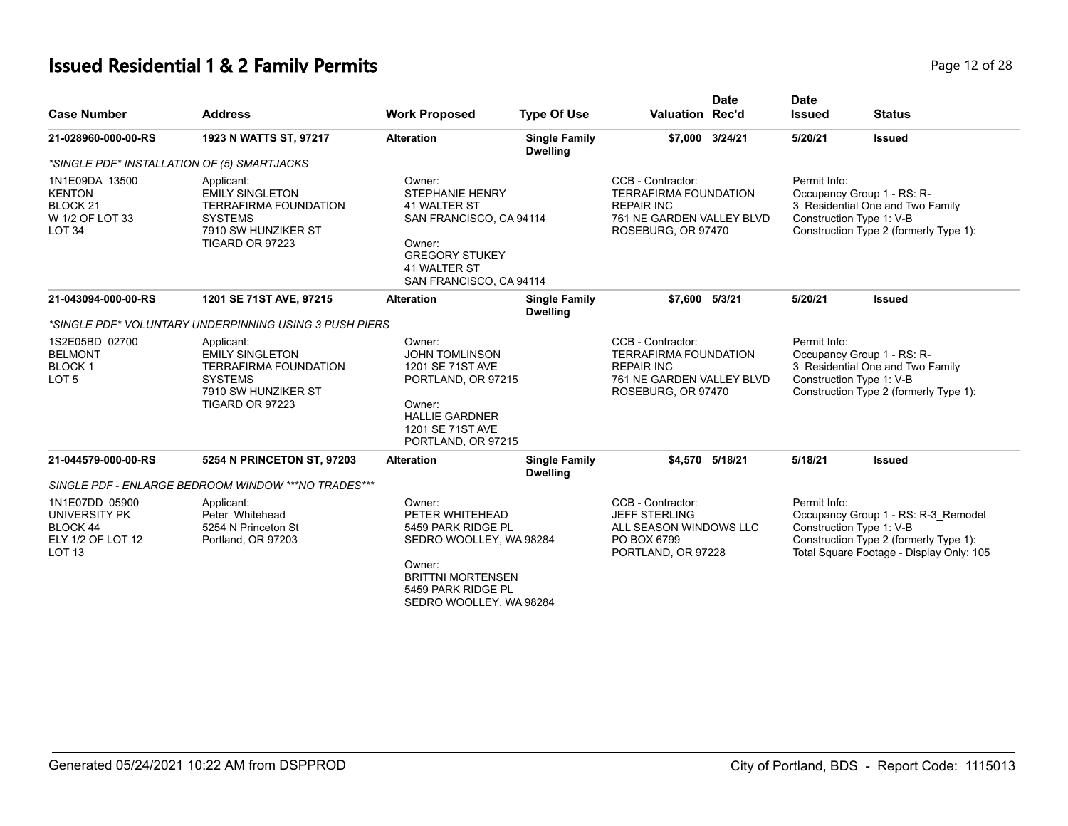# Issued Residential 1 & 2 Family Permits

| Case Number | Address | Work Proposed | Type Of Use | Valuation | Date Rec'd | Date Issued | Status |
|---|---|---|---|---|---|---|---|
| 21-028960-000-00-RS | 1923 N WATTS ST, 97217 | Alteration | Single Family Dwelling | $7,000 | 3/24/21 | 5/20/21 | Issued |

*SINGLE PDF* INSTALLATION OF (5) SMARTJACKS

1N1E09DA 13500
KENTON
BLOCK 21
W 1/2 OF LOT 33
LOT 34

Applicant:
EMILY SINGLETON
TERRAFIRMA FOUNDATION SYSTEMS
7910 SW HUNZIKER ST
TIGARD OR 97223

Owner:
STEPHANIE HENRY
41 WALTER ST
SAN FRANCISCO, CA 94114

Owner:
GREGORY STUKEY
41 WALTER ST
SAN FRANCISCO, CA 94114

CCB - Contractor:
TERRAFIRMA FOUNDATION REPAIR INC
761 NE GARDEN VALLEY BLVD
ROSEBURG, OR 97470

Permit Info:
Occupancy Group 1 - RS: R-3_Residential One and Two Family
Construction Type 1: V-B
Construction Type 2 (formerly Type 1):

| Case Number | Address | Work Proposed | Type Of Use | Valuation | Date Rec'd | Date Issued | Status |
|---|---|---|---|---|---|---|---|
| 21-043094-000-00-RS | 1201 SE 71ST AVE, 97215 | Alteration | Single Family Dwelling | $7,600 | 5/3/21 | 5/20/21 | Issued |

*SINGLE PDF* VOLUNTARY UNDERPINNING USING 3 PUSH PIERS

1S2E05BD 02700
BELMONT
BLOCK 1
LOT 5

Applicant:
EMILY SINGLETON
TERRAFIRMA FOUNDATION SYSTEMS
7910 SW HUNZIKER ST
TIGARD OR 97223

Owner:
JOHN TOMLINSON
1201 SE 71ST AVE
PORTLAND, OR 97215

Owner:
HALLIE GARDNER
1201 SE 71ST AVE
PORTLAND, OR 97215

CCB - Contractor:
TERRAFIRMA FOUNDATION REPAIR INC
761 NE GARDEN VALLEY BLVD
ROSEBURG, OR 97470

Permit Info:
Occupancy Group 1 - RS: R-3_Residential One and Two Family
Construction Type 1: V-B
Construction Type 2 (formerly Type 1):

| Case Number | Address | Work Proposed | Type Of Use | Valuation | Date Rec'd | Date Issued | Status |
|---|---|---|---|---|---|---|---|
| 21-044579-000-00-RS | 5254 N PRINCETON ST, 97203 | Alteration | Single Family Dwelling | $4,570 | 5/18/21 | 5/18/21 | Issued |

SINGLE PDF - ENLARGE BEDROOM WINDOW ***NO TRADES***

1N1E07DD 05900
UNIVERSITY PK
BLOCK 44
ELY 1/2 OF LOT 12
LOT 13

Applicant:
Peter Whitehead
5254 N Princeton St
Portland, OR 97203

Owner:
PETER WHITEHEAD
5459 PARK RIDGE PL
SEDRO WOOLLEY, WA 98284

Owner:
BRITTNI MORTENSEN
5459 PARK RIDGE PL
SEDRO WOOLLEY, WA 98284

CCB - Contractor:
JEFF STERLING
ALL SEASON WINDOWS LLC
PO BOX 6799
PORTLAND, OR 97228

Permit Info:
Occupancy Group 1 - RS: R-3_Remodel
Construction Type 1: V-B
Construction Type 2 (formerly Type 1):
Total Square Footage - Display Only: 105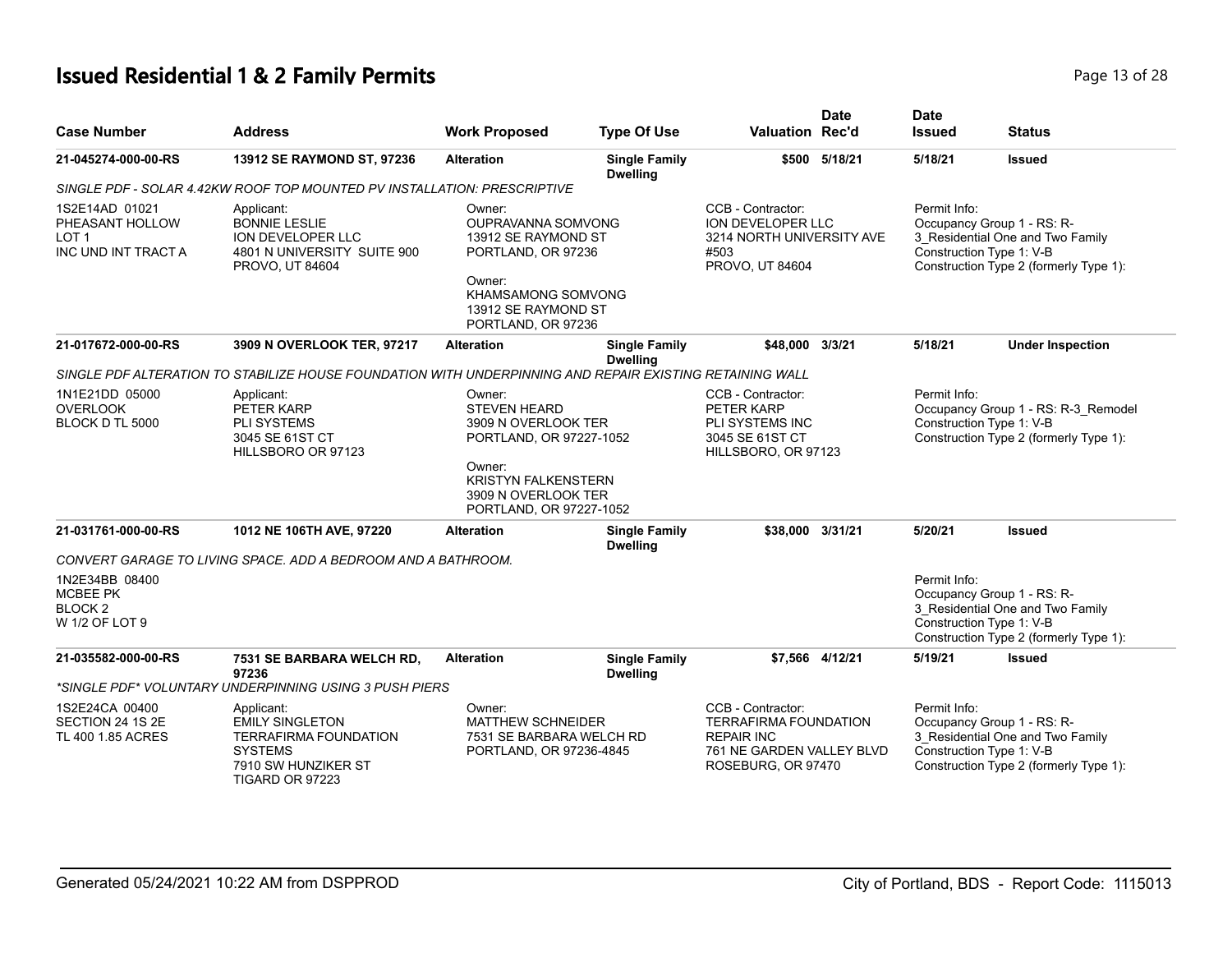## Issued Residential 1 & 2 Family Permits

| Case Number | Address | Work Proposed | Type Of Use | Valuation | Date Rec'd | Date Issued | Status |
|---|---|---|---|---|---|---|---|
| 21-045274-000-00-RS | 13912 SE RAYMOND ST, 97236 | Alteration | Single Family Dwelling | $500 | 5/18/21 | 5/18/21 | Issued |

SINGLE PDF - SOLAR 4.42KW ROOF TOP MOUNTED PV INSTALLATION: PRESCRIPTIVE

| Legal Description | Applicant | Owner | CCB - Contractor | Permit Info |
|---|---|---|---|---|
| 1S2E14AD 01021<br>PHEASANT HOLLOW<br>LOT 1<br>INC UND INT TRACT A | Applicant:<br>BONNIE LESLIE<br>ION DEVELOPER LLC<br>4801 N UNIVERSITY SUITE 900<br>PROVO, UT 84604 | Owner:<br>OUPRAVANNA SOMVONG<br>13912 SE RAYMOND ST<br>PORTLAND, OR 97236<br>Owner:<br>KHAMSAMONG SOMVONG<br>13912 SE RAYMOND ST<br>PORTLAND, OR 97236 | CCB - Contractor:<br>ION DEVELOPER LLC<br>3214 NORTH UNIVERSITY AVE<br>#503<br>PROVO, UT 84604 | Permit Info:<br>Occupancy Group 1 - RS: R-3_Residential One and Two Family<br>Construction Type 1: V-B<br>Construction Type 2 (formerly Type 1): |

| Case Number | Address | Work Proposed | Type Of Use | Valuation | Date Rec'd | Date Issued | Status |
|---|---|---|---|---|---|---|---|
| 21-017672-000-00-RS | 3909 N OVERLOOK TER, 97217 | Alteration | Single Family Dwelling | $48,000 | 3/3/21 | 5/18/21 | Under Inspection |

SINGLE PDF ALTERATION TO STABILIZE HOUSE FOUNDATION WITH UNDERPINNING AND REPAIR EXISTING RETAINING WALL

| Legal Description | Applicant | Owner | CCB - Contractor | Permit Info |
|---|---|---|---|---|
| 1N1E21DD 05000<br>OVERLOOK<br>BLOCK D TL 5000 | Applicant:<br>PETER KARP<br>PLI SYSTEMS<br>3045 SE 61ST CT<br>HILLSBORO OR 97123 | Owner:<br>STEVEN HEARD<br>3909 N OVERLOOK TER<br>PORTLAND, OR 97227-1052<br>Owner:<br>KRISTYN FALKENSTERN<br>3909 N OVERLOOK TER<br>PORTLAND, OR 97227-1052 | CCB - Contractor:<br>PETER KARP<br>PLI SYSTEMS INC<br>3045 SE 61ST CT<br>HILLSBORO, OR 97123 | Permit Info:<br>Occupancy Group 1 - RS: R-3_Remodel<br>Construction Type 1: V-B<br>Construction Type 2 (formerly Type 1): |

| Case Number | Address | Work Proposed | Type Of Use | Valuation | Date Rec'd | Date Issued | Status |
|---|---|---|---|---|---|---|---|
| 21-031761-000-00-RS | 1012 NE 106TH AVE, 97220 | Alteration | Single Family Dwelling | $38,000 | 3/31/21 | 5/20/21 | Issued |

CONVERT GARAGE TO LIVING SPACE. ADD A BEDROOM AND A BATHROOM.

| Legal Description | Applicant | Owner | CCB - Contractor | Permit Info |
|---|---|---|---|---|
| 1N2E34BB 08400<br>MCBEE PK<br>BLOCK 2<br>W 1/2 OF LOT 9 | | | | Permit Info:<br>Occupancy Group 1 - RS: R-3_Residential One and Two Family<br>Construction Type 1: V-B<br>Construction Type 2 (formerly Type 1): |

| Case Number | Address | Work Proposed | Type Of Use | Valuation | Date Rec'd | Date Issued | Status |
|---|---|---|---|---|---|---|---|
| 21-035582-000-00-RS | 7531 SE BARBARA WELCH RD, 97236 | Alteration | Single Family Dwelling | $7,566 | 4/12/21 | 5/19/21 | Issued |

*SINGLE PDF* VOLUNTARY UNDERPINNING USING 3 PUSH PIERS

| Legal Description | Applicant | Owner | CCB - Contractor | Permit Info |
|---|---|---|---|---|
| 1S2E24CA 00400<br>SECTION 24 1S 2E<br>TL 400 1.85 ACRES | Applicant:<br>EMILY SINGLETON<br>TERRAFIRMA FOUNDATION SYSTEMS<br>7910 SW HUNZIKER ST<br>TIGARD OR 97223 | Owner:<br>MATTHEW SCHNEIDER<br>7531 SE BARBARA WELCH RD<br>PORTLAND, OR 97236-4845 | CCB - Contractor:<br>TERRAFIRMA FOUNDATION REPAIR INC<br>761 NE GARDEN VALLEY BLVD<br>ROSEBURG, OR 97470 | Permit Info:<br>Occupancy Group 1 - RS: R-3_Residential One and Two Family<br>Construction Type 1: V-B<br>Construction Type 2 (formerly Type 1): |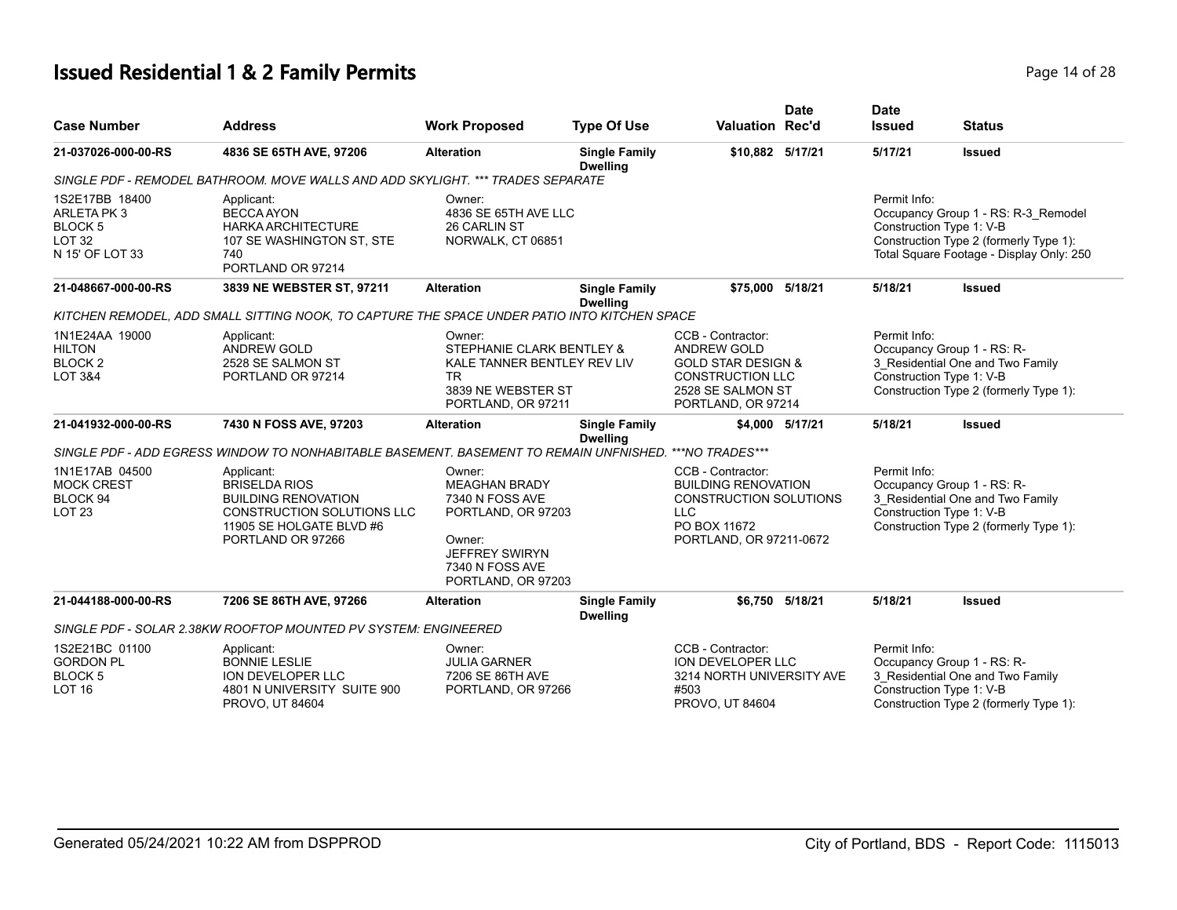# Issued Residential 1 & 2 Family Permits

| Case Number | Address | Work Proposed | Type Of Use | Valuation | Date Rec'd | Date Issued | Status |
|---|---|---|---|---|---|---|---|
| **21-037026-000-00-RS** | **4836 SE 65TH AVE, 97206** | **Alteration** | **Single Family Dwelling** | **$10,882** | **5/17/21** | **5/17/21** | **Issued** |

*SINGLE PDF - REMODEL BATHROOM. MOVE WALLS AND ADD SKYLIGHT. *** TRADES SEPARATE*

1S2E17BB 18400
ARLETA PK 3
BLOCK 5
LOT 32
N 15' OF LOT 33

Applicant:
BECCA AYON
HARKA ARCHITECTURE
107 SE WASHINGTON ST, STE 740
PORTLAND OR 97214

Owner:
4836 SE 65TH AVE LLC
26 CARLIN ST
NORWALK, CT 06851

Permit Info:
Occupancy Group 1 - RS: R-3_Remodel
Construction Type 1: V-B
Construction Type 2 (formerly Type 1):
Total Square Footage - Display Only: 250

| Case Number | Address | Work Proposed | Type Of Use | Valuation | Date Rec'd | Date Issued | Status |
|---|---|---|---|---|---|---|---|
| **21-048667-000-00-RS** | **3839 NE WEBSTER ST, 97211** | **Alteration** | **Single Family Dwelling** | **$75,000** | **5/18/21** | **5/18/21** | **Issued** |

*KITCHEN REMODEL, ADD SMALL SITTING NOOK, TO CAPTURE THE SPACE UNDER PATIO INTO KITCHEN SPACE*

1N1E24AA 19000
HILTON
BLOCK 2
LOT 3&4

Applicant:
ANDREW GOLD
2528 SE SALMON ST
PORTLAND OR 97214

Owner:
STEPHANIE CLARK BENTLEY &
KALE TANNER BENTLEY REV LIV TR
3839 NE WEBSTER ST
PORTLAND, OR 97211

CCB - Contractor:
ANDREW GOLD
GOLD STAR DESIGN &
CONSTRUCTION LLC
2528 SE SALMON ST
PORTLAND, OR 97214

Permit Info:
Occupancy Group 1 - RS: R-3_Residential One and Two Family
Construction Type 1: V-B
Construction Type 2 (formerly Type 1):

| Case Number | Address | Work Proposed | Type Of Use | Valuation | Date Rec'd | Date Issued | Status |
|---|---|---|---|---|---|---|---|
| **21-041932-000-00-RS** | **7430 N FOSS AVE, 97203** | **Alteration** | **Single Family Dwelling** | **$4,000** | **5/17/21** | **5/18/21** | **Issued** |

*SINGLE PDF - ADD EGRESS WINDOW TO NONHABITABLE BASEMENT. BASEMENT TO REMAIN UNFINISHED. ***NO TRADES****

1N1E17AB 04500
MOCK CREST
BLOCK 94
LOT 23

Applicant:
BRISELDA RIOS
BUILDING RENOVATION
CONSTRUCTION SOLUTIONS LLC
11905 SE HOLGATE BLVD #6
PORTLAND OR 97266

Owner:
MEAGHAN BRADY
7340 N FOSS AVE
PORTLAND, OR 97203

Owner:
JEFFREY SWIRYN
7340 N FOSS AVE
PORTLAND, OR 97203

CCB - Contractor:
BUILDING RENOVATION
CONSTRUCTION SOLUTIONS LLC
PO BOX 11672
PORTLAND, OR 97211-0672

Permit Info:
Occupancy Group 1 - RS: R-3_Residential One and Two Family
Construction Type 1: V-B
Construction Type 2 (formerly Type 1):

| Case Number | Address | Work Proposed | Type Of Use | Valuation | Date Rec'd | Date Issued | Status |
|---|---|---|---|---|---|---|---|
| **21-044188-000-00-RS** | **7206 SE 86TH AVE, 97266** | **Alteration** | **Single Family Dwelling** | **$6,750** | **5/18/21** | **5/18/21** | **Issued** |

*SINGLE PDF - SOLAR 2.38KW ROOFTOP MOUNTED PV SYSTEM: ENGINEERED*

1S2E21BC 01100
GORDON PL
BLOCK 5
LOT 16

Applicant:
BONNIE LESLIE
ION DEVELOPER LLC
4801 N UNIVERSITY SUITE 900
PROVO, UT 84604

Owner:
JULIA GARNER
7206 SE 86TH AVE
PORTLAND, OR 97266

CCB - Contractor:
ION DEVELOPER LLC
3214 NORTH UNIVERSITY AVE #503
PROVO, UT 84604

Permit Info:
Occupancy Group 1 - RS: R-3_Residential One and Two Family
Construction Type 1: V-B
Construction Type 2 (formerly Type 1):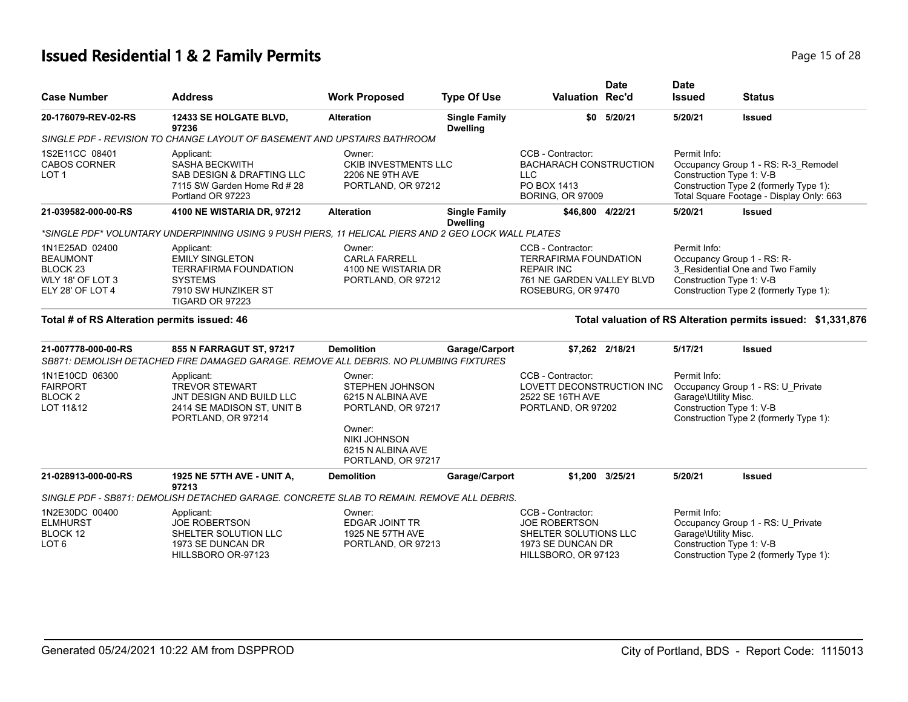## Issued Residential 1 & 2 Family Permits

| Case Number | Address | Work Proposed | Type Of Use | Valuation | Date Rec'd | Date Issued | Status |
|---|---|---|---|---|---|---|---|
| **20-176079-REV-02-RS** | **12433 SE HOLGATE BLVD, 97236** | **Alteration** | **Single Family Dwelling** | **$0** | **5/20/21** | **5/20/21** | **Issued** |
| *SINGLE PDF - REVISION TO CHANGE LAYOUT OF BASEMENT AND UPSTAIRS BATHROOM* | | | | | | | |
| 1S2E11CC 08401 CABOS CORNER LOT 1 | Applicant: SASHA BECKWITH SAB DESIGN & DRAFTING LLC 7115 SW Garden Home Rd # 28 Portland OR 97223 | Owner: CKIB INVESTMENTS LLC 2206 NE 9TH AVE PORTLAND, OR 97212 | | CCB - Contractor: BACHARACH CONSTRUCTION LLC PO BOX 1413 BORING, OR 97009 | | Permit Info: Occupancy Group 1 - RS: R-3_Remodel Construction Type 1: V-B Construction Type 2 (formerly Type 1): Total Square Footage - Display Only: 663 | |
| **21-039582-000-00-RS** | **4100 NE WISTARIA DR, 97212** | **Alteration** | **Single Family Dwelling** | **$46,800** | **4/22/21** | **5/20/21** | **Issued** |
| *\*SINGLE PDF\* VOLUNTARY UNDERPINNING USING 9 PUSH PIERS, 11 HELICAL PIERS AND 2 GEO LOCK WALL PLATES* | | | | | | | |
| 1N1E25AD 02400 BEAUMONT BLOCK 23 WLY 18' OF LOT 3 ELY 28' OF LOT 4 | Applicant: EMILY SINGLETON TERRAFIRMA FOUNDATION SYSTEMS 7910 SW HUNZIKER ST TIGARD OR 97223 | Owner: CARLA FARRELL 4100 NE WISTARIA DR PORTLAND, OR 97212 | | CCB - Contractor: TERRAFIRMA FOUNDATION REPAIR INC 761 NE GARDEN VALLEY BLVD ROSEBURG, OR 97470 | | Permit Info: Occupancy Group 1 - RS: R-3_Residential One and Two Family Construction Type 1: V-B Construction Type 2 (formerly Type 1): | |

**Total # of RS Alteration permits issued: 46**

**Total valuation of RS Alteration permits issued: $1,331,876**

| Case Number | Address | Work Proposed | Type Of Use | Valuation | Date Rec'd | Date Issued | Status |
|---|---|---|---|---|---|---|---|
| **21-007778-000-00-RS** | **855 N FARRAGUT ST, 97217** | **Demolition** | **Garage/Carport** | **$7,262** | **2/18/21** | **5/17/21** | **Issued** |
| *SB871: DEMOLISH DETACHED FIRE DAMAGED GARAGE. REMOVE ALL DEBRIS. NO PLUMBING FIXTURES* | | | | | | | |
| 1N1E10CD 06300 FAIRPORT BLOCK 2 LOT 11&12 | Applicant: TREVOR STEWART JNT DESIGN AND BUILD LLC 2414 SE MADISON ST, UNIT B PORTLAND, OR 97214 | Owner: STEPHEN JOHNSON 6215 N ALBINA AVE PORTLAND, OR 97217<br>Owner: NIKI JOHNSON 6215 N ALBINA AVE PORTLAND, OR 97217 | | CCB - Contractor: LOVETT DECONSTRUCTION INC 2522 SE 16TH AVE PORTLAND, OR 97202 | | Permit Info: Occupancy Group 1 - RS: U_Private Garage\Utility Misc. Construction Type 1: V-B Construction Type 2 (formerly Type 1): | |
| **21-028913-000-00-RS** | **1925 NE 57TH AVE - UNIT A, 97213** | **Demolition** | **Garage/Carport** | **$1,200** | **3/25/21** | **5/20/21** | **Issued** |
| *SINGLE PDF - SB871: DEMOLISH DETACHED GARAGE. CONCRETE SLAB TO REMAIN. REMOVE ALL DEBRIS.* | | | | | | | |
| 1N2E30DC 00400 ELMHURST BLOCK 12 LOT 6 | Applicant: JOE ROBERTSON SHELTER SOLUTION LLC 1973 SE DUNCAN DR HILLSBORO OR-97123 | Owner: EDGAR JOINT TR 1925 NE 57TH AVE PORTLAND, OR 97213 | | CCB - Contractor: JOE ROBERTSON SHELTER SOLUTIONS LLC 1973 SE DUNCAN DR HILLSBORO, OR 97123 | | Permit Info: Occupancy Group 1 - RS: U_Private Garage\Utility Misc. Construction Type 1: V-B Construction Type 2 (formerly Type 1): | |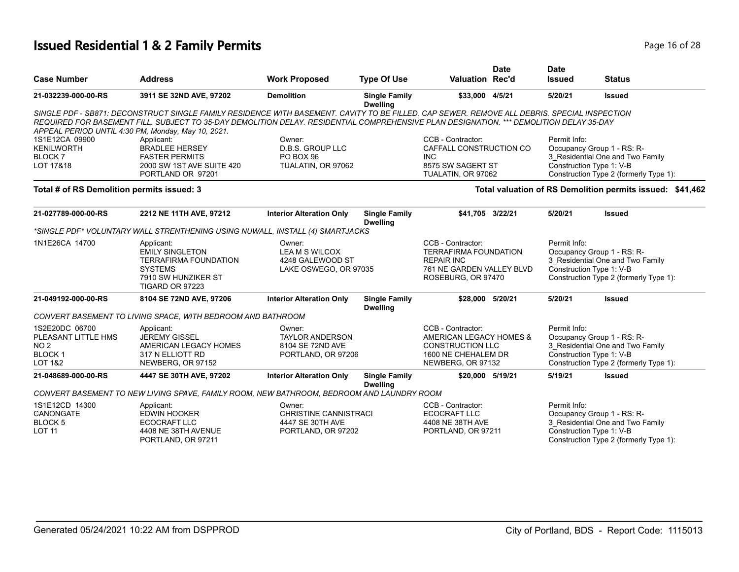# Issued Residential 1 & 2 Family Permits

| Case Number | Address | Work Proposed | Type Of Use | Valuation | Date Rec'd | Date Issued | Status |
|---|---|---|---|---|---|---|---|
| 21-032239-000-00-RS | 3911 SE 32ND AVE, 97202 | Demolition | Single Family Dwelling | $33,000 | 4/5/21 | 5/20/21 | Issued |

*SINGLE PDF - SB871: DECONSTRUCT SINGLE FAMILY RESIDENCE WITH BASEMENT. CAVITY TO BE FILLED. CAP SEWER. REMOVE ALL DEBRIS. SPECIAL INSPECTION REQUIRED FOR BASEMENT FILL. SUBJECT TO 35-DAY DEMOLITION DELAY. RESIDENTIAL COMPREHENSIVE PLAN DESIGNATION. \*\*\* DEMOLITION DELAY 35-DAY APPEAL PERIOD UNTIL 4:30 PM, Monday, May 10, 2021.*

1S1E12CA 09900
KENILWORTH
BLOCK 7
LOT 17&18

Applicant:
BRADLEE HERSEY
FASTER PERMITS
2000 SW 1ST AVE SUITE 420
PORTLAND OR 97201

Owner:
D.B.S. GROUP LLC
PO BOX 96
TUALATIN, OR 97062

CCB - Contractor:
CAFFALL CONSTRUCTION CO INC
8575 SW SAGERT ST
TUALATIN, OR 97062

Permit Info:
Occupancy Group 1 - RS: R-3_Residential One and Two Family
Construction Type 1: V-B
Construction Type 2 (formerly Type 1):

**Total # of RS Demolition permits issued: 3**

**Total valuation of RS Demolition permits issued: $41,462**

| Case Number | Address | Work Proposed | Type Of Use | Valuation | Date Rec'd | Date Issued | Status |
|---|---|---|---|---|---|---|---|
| 21-027789-000-00-RS | 2212 NE 11TH AVE, 97212 | Interior Alteration Only | Single Family Dwelling | $41,705 | 3/22/21 | 5/20/21 | Issued |

*\*SINGLE PDF\* VOLUNTARY WALL STRENTHENING USING NUWALL, INSTALL (4) SMARTJACKS*

1N1E26CA 14700

Applicant:
EMILY SINGLETON
TERRAFIRMA FOUNDATION SYSTEMS
7910 SW HUNZIKER ST
TIGARD OR 97223

Owner:
LEA M S WILCOX
4248 GALEWOOD ST
LAKE OSWEGO, OR 97035

CCB - Contractor:
TERRAFIRMA FOUNDATION REPAIR INC
761 NE GARDEN VALLEY BLVD
ROSEBURG, OR 97470

Permit Info:
Occupancy Group 1 - RS: R-3_Residential One and Two Family
Construction Type 1: V-B
Construction Type 2 (formerly Type 1):

| Case Number | Address | Work Proposed | Type Of Use | Valuation | Date Rec'd | Date Issued | Status |
|---|---|---|---|---|---|---|---|
| 21-049192-000-00-RS | 8104 SE 72ND AVE, 97206 | Interior Alteration Only | Single Family Dwelling | $28,000 | 5/20/21 | 5/20/21 | Issued |

*CONVERT BASEMENT TO LIVING SPACE, WITH BEDROOM AND BATHROOM*

1S2E20DC 06700
PLEASANT LITTLE HMS
NO 2
BLOCK 1
LOT 1&2

Applicant:
JEREMY GISSEL
AMERICAN LEGACY HOMES
317 N ELLIOTT RD
NEWBERG, OR 97152

Owner:
TAYLOR ANDERSON
8104 SE 72ND AVE
PORTLAND, OR 97206

CCB - Contractor:
AMERICAN LEGACY HOMES & CONSTRUCTION LLC
1600 NE CHEHALEM DR
NEWBERG, OR 97132

Permit Info:
Occupancy Group 1 - RS: R-3_Residential One and Two Family
Construction Type 1: V-B
Construction Type 2 (formerly Type 1):

| Case Number | Address | Work Proposed | Type Of Use | Valuation | Date Rec'd | Date Issued | Status |
|---|---|---|---|---|---|---|---|
| 21-048689-000-00-RS | 4447 SE 30TH AVE, 97202 | Interior Alteration Only | Single Family Dwelling | $20,000 | 5/19/21 | 5/19/21 | Issued |

*CONVERT BASEMENT TO NEW LIVING SPAVE, FAMILY ROOM, NEW BATHROOM, BEDROOM AND LAUNDRY ROOM*

1S1E12CD 14300
CANONGATE
BLOCK 5
LOT 11

Applicant:
EDWIN HOOKER
ECOCRAFT LLC
4408 NE 38TH AVENUE
PORTLAND, OR 97211

Owner:
CHRISTINE CANNISTRACI
4447 SE 30TH AVE
PORTLAND, OR 97202

CCB - Contractor:
ECOCRAFT LLC
4408 NE 38TH AVE
PORTLAND, OR 97211

Permit Info:
Occupancy Group 1 - RS: R-3_Residential One and Two Family
Construction Type 1: V-B
Construction Type 2 (formerly Type 1):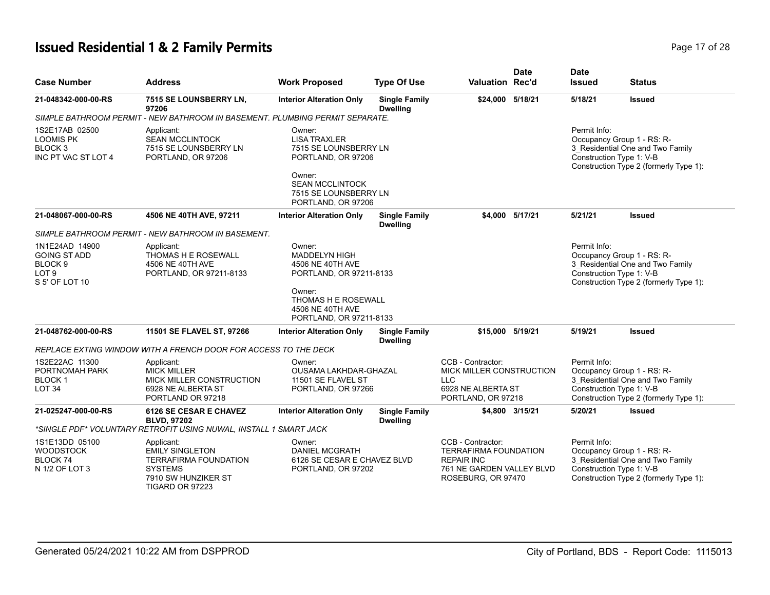# Issued Residential 1 & 2 Family Permits

| Case Number | Address | Work Proposed | Type Of Use | Valuation | Date Rec'd | Date Issued | Status |
|---|---|---|---|---|---|---|---|
| 21-048342-000-00-RS | 7515 SE LOUNSBERRY LN, 97206 | Interior Alteration Only | Single Family Dwelling | $24,000 | 5/18/21 | 5/18/21 | Issued |
| 21-048067-000-00-RS | 4506 NE 40TH AVE, 97211 | Interior Alteration Only | Single Family Dwelling | $4,000 | 5/17/21 | 5/21/21 | Issued |
| 21-048762-000-00-RS | 11501 SE FLAVEL ST, 97266 | Interior Alteration Only | Single Family Dwelling | $15,000 | 5/19/21 | 5/19/21 | Issued |
| 21-025247-000-00-RS | 6126 SE CESAR E CHAVEZ BLVD, 97202 | Interior Alteration Only | Single Family Dwelling | $4,800 | 3/15/21 | 5/20/21 | Issued |

**21-048342-000-00-RS**

*SIMPLE BATHROOM PERMIT - NEW BATHROOM IN BASEMENT. PLUMBING PERMIT SEPARATE.*

1S2E17AB 02500
LOOMIS PK
BLOCK 3
INC PT VAC ST LOT 4

Applicant:
SEAN MCCLINTOCK
7515 SE LOUNSBERRY LN
PORTLAND, OR 97206

Owner:
LISA TRAXLER
7515 SE LOUNSBERRY LN
PORTLAND, OR 97206

Owner:
SEAN MCCLINTOCK
7515 SE LOUNSBERRY LN
PORTLAND, OR 97206

Permit Info:
Occupancy Group 1 - RS: R-3_Residential One and Two Family
Construction Type 1: V-B
Construction Type 2 (formerly Type 1):

**21-048067-000-00-RS**

*SIMPLE BATHROOM PERMIT - NEW BATHROOM IN BASEMENT.*

1N1E24AD 14900
GOING ST ADD
BLOCK 9
LOT 9
S 5' OF LOT 10

Applicant:
THOMAS H E ROSEWALL
4506 NE 40TH AVE
PORTLAND, OR 97211-8133

Owner:
MADDELYN HIGH
4506 NE 40TH AVE
PORTLAND, OR 97211-8133

Owner:
THOMAS H E ROSEWALL
4506 NE 40TH AVE
PORTLAND, OR 97211-8133

Permit Info:
Occupancy Group 1 - RS: R-3_Residential One and Two Family
Construction Type 1: V-B
Construction Type 2 (formerly Type 1):

**21-048762-000-00-RS**

*REPLACE EXTING WINDOW WITH A FRENCH DOOR FOR ACCESS TO THE DECK*

1S2E22AC 11300
PORTNOMAH PARK
BLOCK 1
LOT 34

Applicant:
MICK MILLER
MICK MILLER CONSTRUCTION
6928 NE ALBERTA ST
PORTLAND OR 97218

Owner:
OUSAMA LAKHDAR-GHAZAL
11501 SE FLAVEL ST
PORTLAND, OR 97266

CCB - Contractor:
MICK MILLER CONSTRUCTION LLC
6928 NE ALBERTA ST
PORTLAND, OR 97218

Permit Info:
Occupancy Group 1 - RS: R-3_Residential One and Two Family
Construction Type 1: V-B
Construction Type 2 (formerly Type 1):

**21-025247-000-00-RS**

*\*SINGLE PDF\* VOLUNTARY RETROFIT USING NUWAL, INSTALL 1 SMART JACK*

1S1E13DD 05100
WOODSTOCK
BLOCK 74
N 1/2 OF LOT 3

Applicant:
EMILY SINGLETON
TERRAFIRMA FOUNDATION SYSTEMS
7910 SW HUNZIKER ST
TIGARD OR 97223

Owner:
DANIEL MCGRATH
6126 SE CESAR E CHAVEZ BLVD
PORTLAND, OR 97202

CCB - Contractor:
TERRAFIRMA FOUNDATION REPAIR INC
761 NE GARDEN VALLEY BLVD
ROSEBURG, OR 97470

Permit Info:
Occupancy Group 1 - RS: R-3_Residential One and Two Family
Construction Type 1: V-B
Construction Type 2 (formerly Type 1):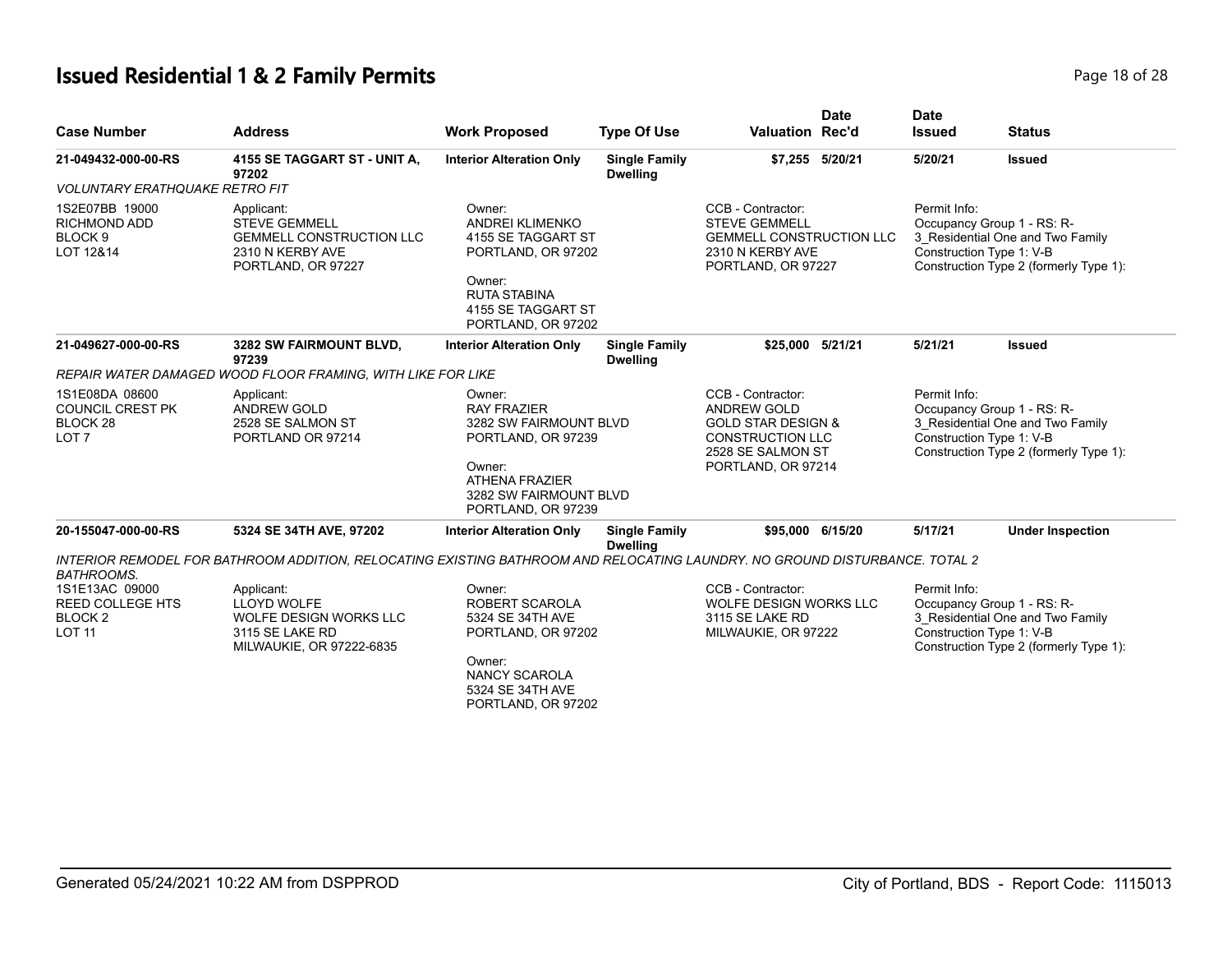# Issued Residential 1 & 2 Family Permits

| Case Number | Address | Work Proposed | Type Of Use | Valuation | Date Rec'd | Date Issued | Status |
|---|---|---|---|---|---|---|---|
| 21-049432-000-00-RS | 4155 SE TAGGART ST - UNIT A, 97202 | Interior Alteration Only | Single Family Dwelling | $7,255 | 5/20/21 | 5/20/21 | Issued |

*VOLUNTARY ERATHQUAKE RETRO FIT*

| | | | | |
|---|---|---|---|---|
| 1S2E07BB 19000<br>RICHMOND ADD<br>BLOCK 9<br>LOT 12&14 | Applicant:<br>STEVE GEMMELL<br>GEMMELL CONSTRUCTION LLC<br>2310 N KERBY AVE<br>PORTLAND, OR 97227 | Owner:<br>ANDREI KLIMENKO<br>4155 SE TAGGART ST<br>PORTLAND, OR 97202<br><br>Owner:<br>RUTA STABINA<br>4155 SE TAGGART ST<br>PORTLAND, OR 97202 | CCB - Contractor:<br>STEVE GEMMELL<br>GEMMELL CONSTRUCTION LLC<br>2310 N KERBY AVE<br>PORTLAND, OR 97227 | Permit Info:<br>Occupancy Group 1 - RS: R-3_Residential One and Two Family<br>Construction Type 1: V-B<br>Construction Type 2 (formerly Type 1): |

| Case Number | Address | Work Proposed | Type Of Use | Valuation | Date Rec'd | Date Issued | Status |
|---|---|---|---|---|---|---|---|
| 21-049627-000-00-RS | 3282 SW FAIRMOUNT BLVD, 97239 | Interior Alteration Only | Single Family Dwelling | $25,000 | 5/21/21 | 5/21/21 | Issued |

*REPAIR WATER DAMAGED WOOD FLOOR FRAMING, WITH LIKE FOR LIKE*

| | | | | |
|---|---|---|---|---|
| 1S1E08DA 08600<br>COUNCIL CREST PK<br>BLOCK 28<br>LOT 7 | Applicant:<br>ANDREW GOLD<br>2528 SE SALMON ST<br>PORTLAND OR 97214 | Owner:<br>RAY FRAZIER<br>3282 SW FAIRMOUNT BLVD<br>PORTLAND, OR 97239<br><br>Owner:<br>ATHENA FRAZIER<br>3282 SW FAIRMOUNT BLVD<br>PORTLAND, OR 97239 | CCB - Contractor:<br>ANDREW GOLD<br>GOLD STAR DESIGN &<br>CONSTRUCTION LLC<br>2528 SE SALMON ST<br>PORTLAND, OR 97214 | Permit Info:<br>Occupancy Group 1 - RS: R-3_Residential One and Two Family<br>Construction Type 1: V-B<br>Construction Type 2 (formerly Type 1): |

| Case Number | Address | Work Proposed | Type Of Use | Valuation | Date Rec'd | Date Issued | Status |
|---|---|---|---|---|---|---|---|
| 20-155047-000-00-RS | 5324 SE 34TH AVE, 97202 | Interior Alteration Only | Single Family Dwelling | $95,000 | 6/15/20 | 5/17/21 | Under Inspection |

*INTERIOR REMODEL FOR BATHROOM ADDITION, RELOCATING EXISTING BATHROOM AND RELOCATING LAUNDRY. NO GROUND DISTURBANCE. TOTAL 2 BATHROOMS.*

| | | | | |
|---|---|---|---|---|
| 1S1E13AC 09000<br>REED COLLEGE HTS<br>BLOCK 2<br>LOT 11 | Applicant:<br>LLOYD WOLFE<br>WOLFE DESIGN WORKS LLC<br>3115 SE LAKE RD<br>MILWAUKIE, OR 97222-6835 | Owner:<br>ROBERT SCAROLA<br>5324 SE 34TH AVE<br>PORTLAND, OR 97202<br><br>Owner:<br>NANCY SCAROLA<br>5324 SE 34TH AVE<br>PORTLAND, OR 97202 | CCB - Contractor:<br>WOLFE DESIGN WORKS LLC<br>3115 SE LAKE RD<br>MILWAUKIE, OR 97222 | Permit Info:<br>Occupancy Group 1 - RS: R-3_Residential One and Two Family<br>Construction Type 1: V-B<br>Construction Type 2 (formerly Type 1): |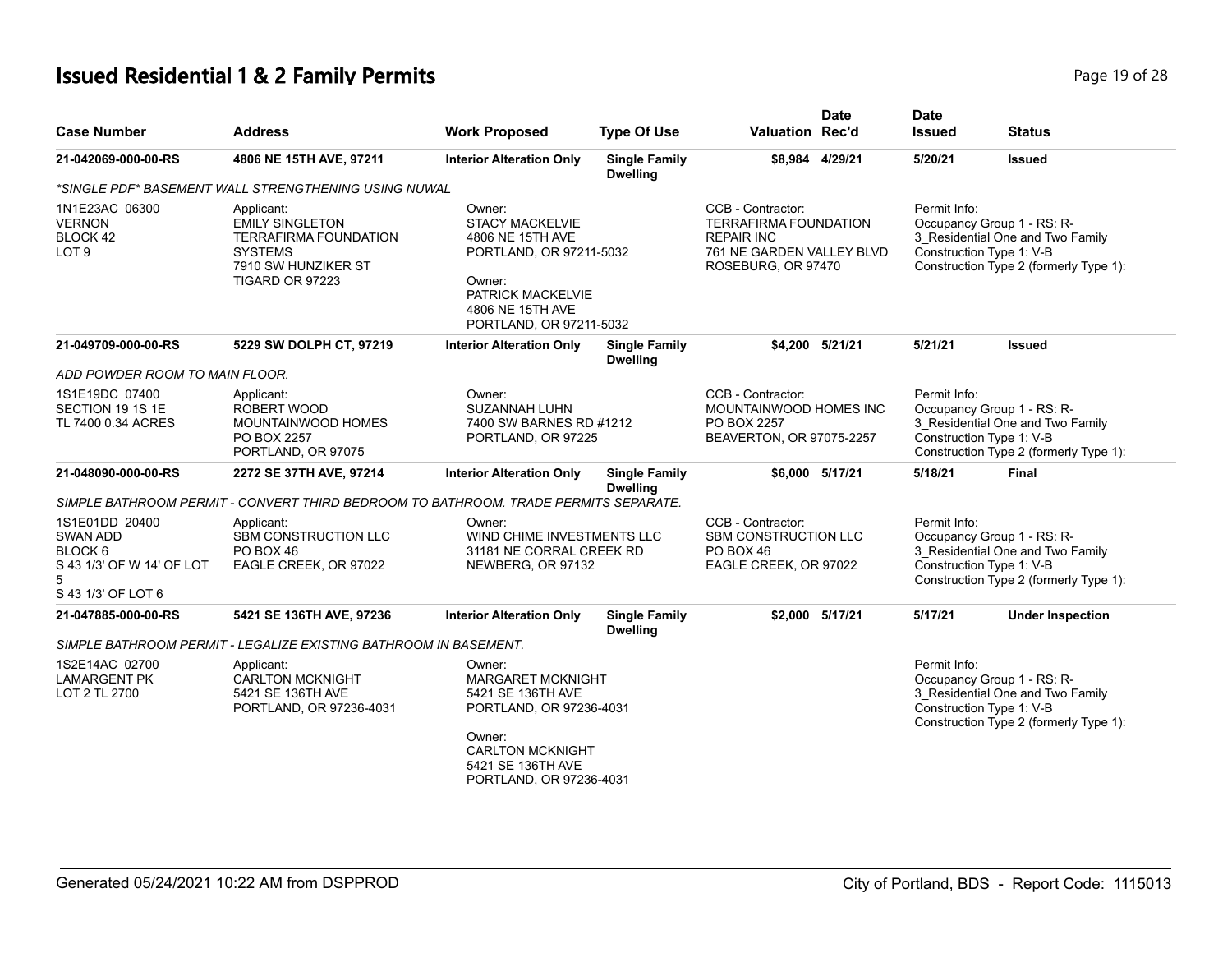## Issued Residential 1 & 2 Family Permits

| Case Number | Address | Work Proposed | Type Of Use | Valuation | Date Rec'd | Date Issued | Status |
|---|---|---|---|---|---|---|---|
| 21-042069-000-00-RS | 4806 NE 15TH AVE, 97211 | Interior Alteration Only | Single Family Dwelling | $8,984 | 4/29/21 | 5/20/21 | Issued |
| *SINGLE PDF* BASEMENT WALL STRENGTHENING USING NUWAL | | | | | | | |
| 1N1E23AC 06300 VERNON BLOCK 42 LOT 9 | Applicant: EMILY SINGLETON TERRAFIRMA FOUNDATION SYSTEMS 7910 SW HUNZIKER ST TIGARD OR 97223 | Owner: STACY MACKELVIE 4806 NE 15TH AVE PORTLAND, OR 97211-5032 Owner: PATRICK MACKELVIE 4806 NE 15TH AVE PORTLAND, OR 97211-5032 | | CCB - Contractor: TERRAFIRMA FOUNDATION REPAIR INC 761 NE GARDEN VALLEY BLVD ROSEBURG, OR 97470 | | Permit Info: Occupancy Group 1 - RS: R-3_Residential One and Two Family Construction Type 1: V-B Construction Type 2 (formerly Type 1): | |
| 21-049709-000-00-RS | 5229 SW DOLPH CT, 97219 | Interior Alteration Only | Single Family Dwelling | $4,200 | 5/21/21 | 5/21/21 | Issued |
| ADD POWDER ROOM TO MAIN FLOOR. | | | | | | | |
| 1S1E19DC 07400 SECTION 19 1S 1E TL 7400 0.34 ACRES | Applicant: ROBERT WOOD MOUNTAINWOOD HOMES PO BOX 2257 PORTLAND, OR 97075 | Owner: SUZANNAH LUHN 7400 SW BARNES RD #1212 PORTLAND, OR 97225 | | CCB - Contractor: MOUNTAINWOOD HOMES INC PO BOX 2257 BEAVERTON, OR 97075-2257 | | Permit Info: Occupancy Group 1 - RS: R-3_Residential One and Two Family Construction Type 1: V-B Construction Type 2 (formerly Type 1): | |
| 21-048090-000-00-RS | 2272 SE 37TH AVE, 97214 | Interior Alteration Only | Single Family Dwelling | $6,000 | 5/17/21 | 5/18/21 | Final |
| SIMPLE BATHROOM PERMIT - CONVERT THIRD BEDROOM TO BATHROOM. TRADE PERMITS SEPARATE. | | | | | | | |
| 1S1E01DD 20400 SWAN ADD BLOCK 6 S 43 1/3' OF W 14' OF LOT 5 S 43 1/3' OF LOT 6 | Applicant: SBM CONSTRUCTION LLC PO BOX 46 EAGLE CREEK, OR 97022 | Owner: WIND CHIME INVESTMENTS LLC 31181 NE CORRAL CREEK RD NEWBERG, OR 97132 | | CCB - Contractor: SBM CONSTRUCTION LLC PO BOX 46 EAGLE CREEK, OR 97022 | | Permit Info: Occupancy Group 1 - RS: R-3_Residential One and Two Family Construction Type 1: V-B Construction Type 2 (formerly Type 1): | |
| 21-047885-000-00-RS | 5421 SE 136TH AVE, 97236 | Interior Alteration Only | Single Family Dwelling | $2,000 | 5/17/21 | 5/17/21 | Under Inspection |
| SIMPLE BATHROOM PERMIT - LEGALIZE EXISTING BATHROOM IN BASEMENT. | | | | | | | |
| 1S2E14AC 02700 LAMARGENT PK LOT 2 TL 2700 | Applicant: CARLTON MCKNIGHT 5421 SE 136TH AVE PORTLAND, OR 97236-4031 | Owner: MARGARET MCKNIGHT 5421 SE 136TH AVE PORTLAND, OR 97236-4031 Owner: CARLTON MCKNIGHT 5421 SE 136TH AVE PORTLAND, OR 97236-4031 | | | | Permit Info: Occupancy Group 1 - RS: R-3_Residential One and Two Family Construction Type 1: V-B Construction Type 2 (formerly Type 1): | |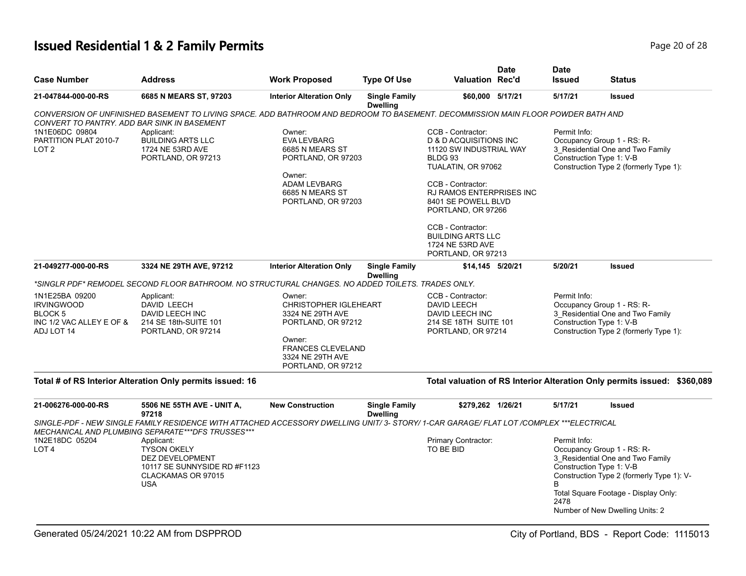# Issued Residential 1 & 2 Family Permits

| Case Number | Address | Work Proposed | Type Of Use | Valuation | Date Rec'd | Date Issued | Status |
|---|---|---|---|---|---|---|---|
| 21-047844-000-00-RS | 6685 N MEARS ST, 97203 | Interior Alteration Only | Single Family Dwelling | $60,000 | 5/17/21 | 5/17/21 | Issued |

*CONVERSION OF UNFINISHED BASEMENT TO LIVING SPACE. ADD BATHROOM AND BEDROOM TO BASEMENT. DECOMMISSION MAIN FLOOR POWDER BATH AND CONVERT TO PANTRY. ADD BAR SINK IN BASEMENT*

1N1E06DC 09804
PARTITION PLAT 2010-7
LOT 2

Applicant:
BUILDING ARTS LLC
1724 NE 53RD AVE
PORTLAND, OR 97213

Owner:
EVA LEVBARG
6685 N MEARS ST
PORTLAND, OR 97203

Owner:
ADAM LEVBARG
6685 N MEARS ST
PORTLAND, OR 97203

CCB - Contractor:
D & D ACQUISITIONS INC
11120 SW INDUSTRIAL WAY
BLDG 93
TUALATIN, OR 97062

CCB - Contractor:
RJ RAMOS ENTERPRISES INC
8401 SE POWELL BLVD
PORTLAND, OR 97266

CCB - Contractor:
BUILDING ARTS LLC
1724 NE 53RD AVE
PORTLAND, OR 97213

Permit Info:
Occupancy Group 1 - RS: R-3_Residential One and Two Family
Construction Type 1: V-B
Construction Type 2 (formerly Type 1):

| Case Number | Address | Work Proposed | Type Of Use | Valuation | Date Rec'd | Date Issued | Status |
|---|---|---|---|---|---|---|---|
| 21-049277-000-00-RS | 3324 NE 29TH AVE, 97212 | Interior Alteration Only | Single Family Dwelling | $14,145 | 5/20/21 | 5/20/21 | Issued |

*\*SINGLR PDF\* REMODEL SECOND FLOOR BATHROOM. NO STRUCTURAL CHANGES. NO ADDED TOILETS. TRADES ONLY.*

1N1E25BA 09200
IRVINGWOOD
BLOCK 5
INC 1/2 VAC ALLEY E OF & ADJ LOT 14

Applicant:
DAVID LEECH
DAVID LEECH INC
214 SE 18th-SUITE 101
PORTLAND, OR 97214

Owner:
CHRISTOPHER IGLEHEART
3324 NE 29TH AVE
PORTLAND, OR 97212

Owner:
FRANCES CLEVELAND
3324 NE 29TH AVE
PORTLAND, OR 97212

CCB - Contractor:
DAVID LEECH
DAVID LEECH INC
214 SE 18TH SUITE 101
PORTLAND, OR 97214

Permit Info:
Occupancy Group 1 - RS: R-3_Residential One and Two Family
Construction Type 1: V-B
Construction Type 2 (formerly Type 1):

**Total # of RS Interior Alteration Only permits issued: 16**

**Total valuation of RS Interior Alteration Only permits issued: $360,089**

| Case Number | Address | Work Proposed | Type Of Use | Valuation | Date Rec'd | Date Issued | Status |
|---|---|---|---|---|---|---|---|
| 21-006276-000-00-RS | 5506 NE 55TH AVE - UNIT A, 97218 | New Construction | Single Family Dwelling | $279,262 | 1/26/21 | 5/17/21 | Issued |

*SINGLE-PDF - NEW SINGLE FAMILY RESIDENCE WITH ATTACHED ACCESSORY DWELLING UNIT/ 3- STORY/ 1-CAR GARAGE/ FLAT LOT /COMPLEX \*\*\*ELECTRICAL MECHANICAL AND PLUMBING SEPARATE\*\*\*DFS TRUSSES\*\*\**

1N2E18DC 05204
LOT 4

Applicant:
TYSON OKELY
DEZ DEVELOPMENT
10117 SE SUNNYSIDE RD #F1123
CLACKAMAS OR 97015
USA

Primary Contractor:
TO BE BID

Permit Info:
Occupancy Group 1 - RS: R-3_Residential One and Two Family
Construction Type 1: V-B
Construction Type 2 (formerly Type 1): V-B
Total Square Footage - Display Only: 2478
Number of New Dwelling Units: 2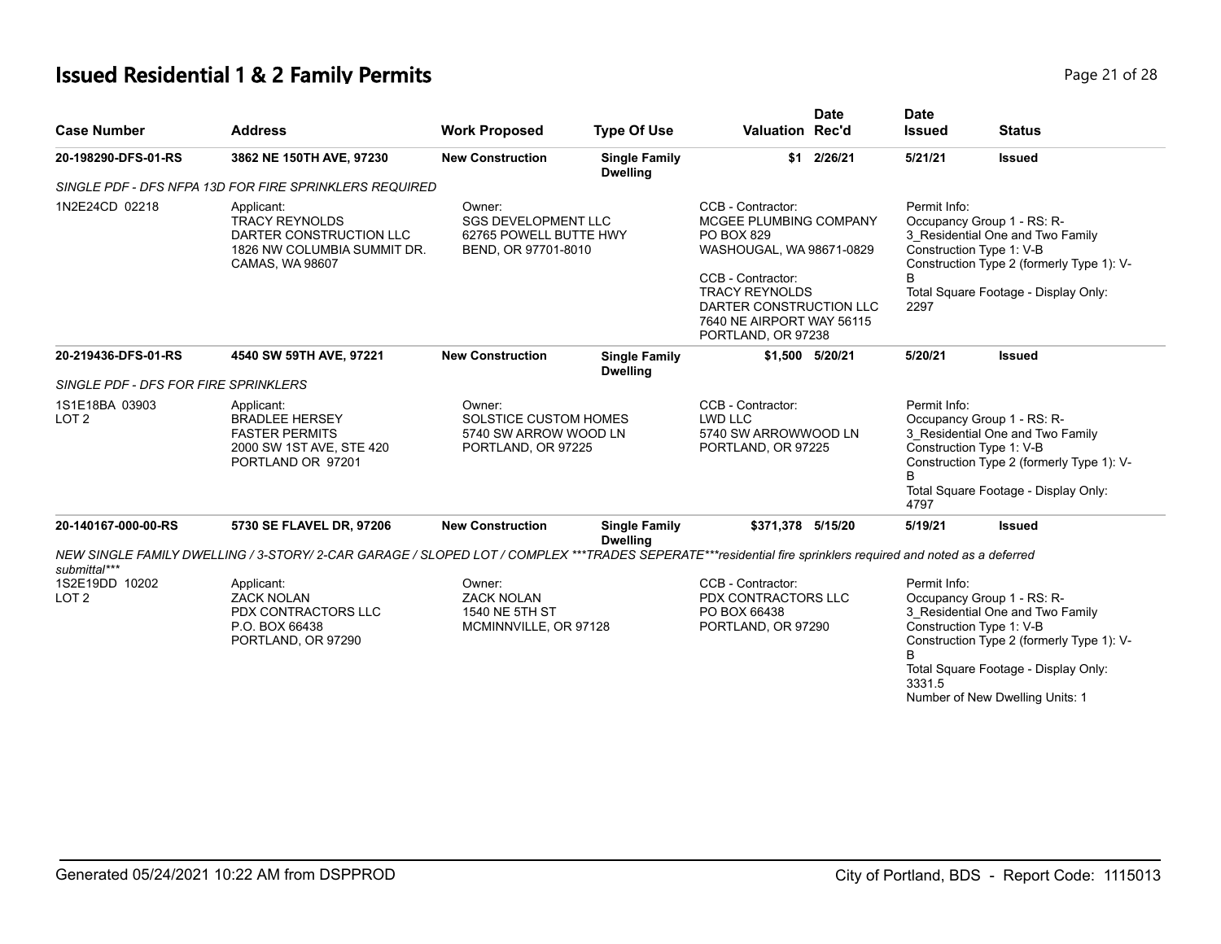# Issued Residential 1 & 2 Family Permits

| Case Number | Address | Work Proposed | Type Of Use | Valuation | Date Rec'd | Date Issued | Status |
|---|---|---|---|---|---|---|---|
| 20-198290-DFS-01-RS | 3862 NE 150TH AVE, 97230 | New Construction | Single Family Dwelling | $1 | 2/26/21 | 5/21/21 | Issued |
| 20-219436-DFS-01-RS | 4540 SW 59TH AVE, 97221 | New Construction | Single Family Dwelling | $1,500 | 5/20/21 | 5/20/21 | Issued |
| 20-140167-000-00-RS | 5730 SE FLAVEL DR, 97206 | New Construction | Single Family Dwelling | $371,378 | 5/15/20 | 5/19/21 | Issued |

**20-198290-DFS-01-RS** — 3862 NE 150TH AVE, 97230

*SINGLE PDF - DFS NFPA 13D FOR FIRE SPRINKLERS REQUIRED*

- 1N2E24CD 02218
- Applicant: TRACY REYNOLDS, DARTER CONSTRUCTION LLC, 1826 NW COLUMBIA SUMMIT DR., CAMAS, WA 98607
- Owner: SGS DEVELOPMENT LLC, 62765 POWELL BUTTE HWY, BEND, OR 97701-8010
- CCB - Contractor: MCGEE PLUMBING COMPANY, PO BOX 829, WASHOUGAL, WA 98671-0829
- CCB - Contractor: TRACY REYNOLDS, DARTER CONSTRUCTION LLC, 7640 NE AIRPORT WAY 56115, PORTLAND, OR 97238
- Permit Info: Occupancy Group 1 - RS: R-3_Residential One and Two Family; Construction Type 1: V-B; Construction Type 2 (formerly Type 1): V-B; Total Square Footage - Display Only: 2297

**20-219436-DFS-01-RS** — 4540 SW 59TH AVE, 97221

*SINGLE PDF - DFS FOR FIRE SPRINKLERS*

- 1S1E18BA 03903, LOT 2
- Applicant: BRADLEE HERSEY, FASTER PERMITS, 2000 SW 1ST AVE, STE 420, PORTLAND OR 97201
- Owner: SOLSTICE CUSTOM HOMES, 5740 SW ARROW WOOD LN, PORTLAND, OR 97225
- CCB - Contractor: LWD LLC, 5740 SW ARROWWOOD LN, PORTLAND, OR 97225
- Permit Info: Occupancy Group 1 - RS: R-3_Residential One and Two Family; Construction Type 1: V-B; Construction Type 2 (formerly Type 1): V-B; Total Square Footage - Display Only: 4797

**20-140167-000-00-RS** — 5730 SE FLAVEL DR, 97206

*NEW SINGLE FAMILY DWELLING / 3-STORY/ 2-CAR GARAGE / SLOPED LOT / COMPLEX ***TRADES SEPERATE***residential fire sprinklers required and noted as a deferred submittal****

- 1S2E19DD 10202, LOT 2
- Applicant: ZACK NOLAN, PDX CONTRACTORS LLC, P.O. BOX 66438, PORTLAND, OR 97290
- Owner: ZACK NOLAN, 1540 NE 5TH ST, MCMINNVILLE, OR 97128
- CCB - Contractor: PDX CONTRACTORS LLC, PO BOX 66438, PORTLAND, OR 97290
- Permit Info: Occupancy Group 1 - RS: R-3_Residential One and Two Family; Construction Type 1: V-B; Construction Type 2 (formerly Type 1): V-B; Total Square Footage - Display Only: 3331.5; Number of New Dwelling Units: 1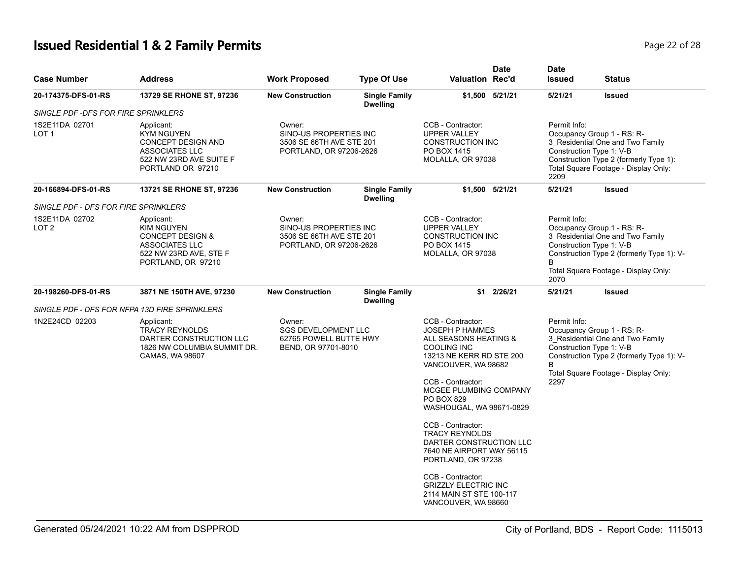# Issued Residential 1 & 2 Family Permits

| Case Number | Address | Work Proposed | Type Of Use | Valuation | Date Rec'd | Date Issued | Status |
|---|---|---|---|---|---|---|---|
| 20-174375-DFS-01-RS | 13729 SE RHONE ST, 97236 | New Construction | Single Family Dwelling | $1,500 | 5/21/21 | 5/21/21 | Issued |
| *SINGLE PDF -DFS FOR FIRE SPRINKLERS* | | | | | | | |
| 1S2E11DA 02701<br>LOT 1 | Applicant:<br>KYM NGUYEN<br>CONCEPT DESIGN AND ASSOCIATES LLC<br>522 NW 23RD AVE SUITE F<br>PORTLAND OR 97210 | Owner:<br>SINO-US PROPERTIES INC<br>3506 SE 66TH AVE STE 201<br>PORTLAND, OR 97206-2626 | | CCB - Contractor:<br>UPPER VALLEY CONSTRUCTION INC<br>PO BOX 1415<br>MOLALLA, OR 97038 | | Permit Info:<br>Occupancy Group 1 - RS: R-3_Residential One and Two Family<br>Construction Type 1: V-B<br>Construction Type 2 (formerly Type 1):<br>Total Square Footage - Display Only: 2209 | |
| 20-166894-DFS-01-RS | 13721 SE RHONE ST, 97236 | New Construction | Single Family Dwelling | $1,500 | 5/21/21 | 5/21/21 | Issued |
| *SINGLE PDF - DFS FOR FIRE SPRINKLERS* | | | | | | | |
| 1S2E11DA 02702<br>LOT 2 | Applicant:<br>KIM NGUYEN<br>CONCEPT DESIGN & ASSOCIATES LLC<br>522 NW 23RD AVE, STE F<br>PORTLAND, OR 97210 | Owner:<br>SINO-US PROPERTIES INC<br>3506 SE 66TH AVE STE 201<br>PORTLAND, OR 97206-2626 | | CCB - Contractor:<br>UPPER VALLEY CONSTRUCTION INC<br>PO BOX 1415<br>MOLALLA, OR 97038 | | Permit Info:<br>Occupancy Group 1 - RS: R-3_Residential One and Two Family<br>Construction Type 1: V-B<br>Construction Type 2 (formerly Type 1): V-B<br>Total Square Footage - Display Only: 2070 | |
| 20-198260-DFS-01-RS | 3871 NE 150TH AVE, 97230 | New Construction | Single Family Dwelling | $1 | 2/26/21 | 5/21/21 | Issued |
| *SINGLE PDF - DFS FOR NFPA 13D FIRE SPRINKLERS* | | | | | | | |
| 1N2E24CD 02203 | Applicant:<br>TRACY REYNOLDS<br>DARTER CONSTRUCTION LLC<br>1826 NW COLUMBIA SUMMIT DR.<br>CAMAS, WA 98607 | Owner:<br>SGS DEVELOPMENT LLC<br>62765 POWELL BUTTE HWY<br>BEND, OR 97701-8010 | | CCB - Contractor:<br>JOSEPH P HAMMES<br>ALL SEASONS HEATING & COOLING INC<br>13213 NE KERR RD STE 200<br>VANCOUVER, WA 98682<br><br>CCB - Contractor:<br>MCGEE PLUMBING COMPANY<br>PO BOX 829<br>WASHOUGAL, WA 98671-0829<br><br>CCB - Contractor:<br>TRACY REYNOLDS<br>DARTER CONSTRUCTION LLC<br>7640 NE AIRPORT WAY 56115<br>PORTLAND, OR 97238<br><br>CCB - Contractor:<br>GRIZZLY ELECTRIC INC<br>2114 MAIN ST STE 100-117<br>VANCOUVER, WA 98660 | | Permit Info:<br>Occupancy Group 1 - RS: R-3_Residential One and Two Family<br>Construction Type 1: V-B<br>Construction Type 2 (formerly Type 1): V-B<br>Total Square Footage - Display Only: 2297 | |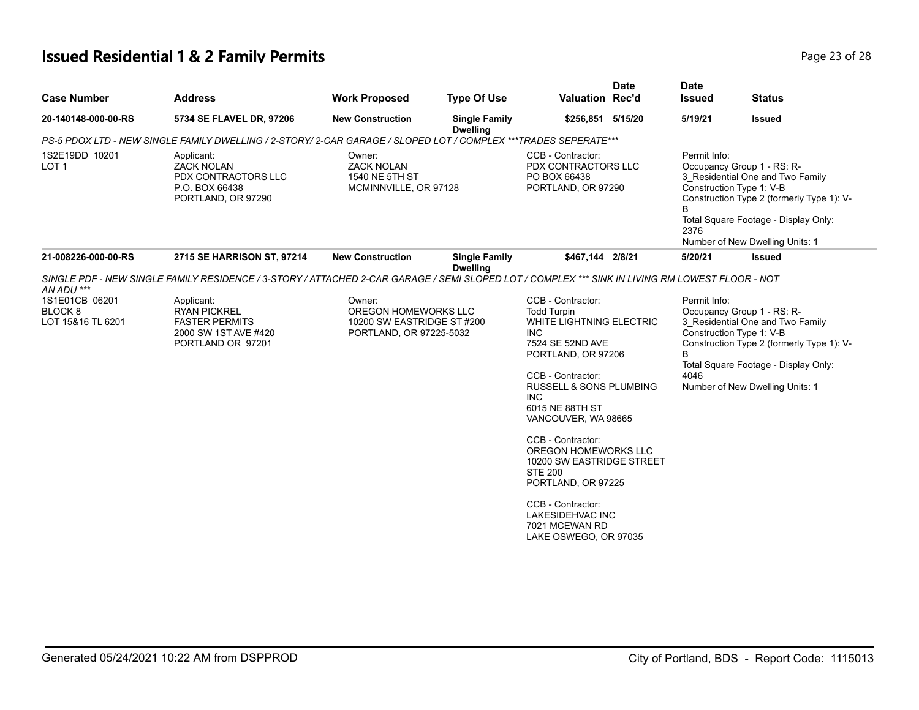# Issued Residential 1 & 2 Family Permits

| Case Number | Address | Work Proposed | Type Of Use | Valuation | Date Rec'd | Date Issued | Status |
|---|---|---|---|---|---|---|---|
| 20-140148-000-00-RS | 5734 SE FLAVEL DR, 97206 | New Construction | Single Family Dwelling | $256,851 | 5/15/20 | 5/19/21 | Issued |

*PS-5 PDOX LTD - NEW SINGLE FAMILY DWELLING / 2-STORY/ 2-CAR GARAGE / SLOPED LOT / COMPLEX ***TRADES SEPERATE****

1S2E19DD 10201
LOT 1

Applicant:
ZACK NOLAN
PDX CONTRACTORS LLC
P.O. BOX 66438
PORTLAND, OR 97290

Owner:
ZACK NOLAN
1540 NE 5TH ST
MCMINNVILLE, OR 97128

CCB - Contractor:
PDX CONTRACTORS LLC
PO BOX 66438
PORTLAND, OR 97290

Permit Info:
Occupancy Group 1 - RS: R-3_Residential One and Two Family
Construction Type 1: V-B
Construction Type 2 (formerly Type 1): V-B
Total Square Footage - Display Only: 2376
Number of New Dwelling Units: 1

| Case Number | Address | Work Proposed | Type Of Use | Valuation | Date Rec'd | Date Issued | Status |
|---|---|---|---|---|---|---|---|
| 21-008226-000-00-RS | 2715 SE HARRISON ST, 97214 | New Construction | Single Family Dwelling | $467,144 | 2/8/21 | 5/20/21 | Issued |

*SINGLE PDF - NEW SINGLE FAMILY RESIDENCE / 3-STORY / ATTACHED 2-CAR GARAGE / SEMI SLOPED LOT / COMPLEX *** SINK IN LIVING RM LOWEST FLOOR - NOT AN ADU ****

1S1E01CB 06201
BLOCK 8
LOT 15&16 TL 6201

Applicant:
RYAN PICKREL
FASTER PERMITS
2000 SW 1ST AVE #420
PORTLAND OR 97201

Owner:
OREGON HOMEWORKS LLC
10200 SW EASTRIDGE ST #200
PORTLAND, OR 97225-5032

CCB - Contractor:
Todd Turpin
WHITE LIGHTNING ELECTRIC INC
7524 SE 52ND AVE
PORTLAND, OR 97206

CCB - Contractor:
RUSSELL & SONS PLUMBING INC
6015 NE 88TH ST
VANCOUVER, WA 98665

CCB - Contractor:
OREGON HOMEWORKS LLC
10200 SW EASTRIDGE STREET STE 200
PORTLAND, OR 97225

CCB - Contractor:
LAKESIDEHVAC INC
7021 MCEWAN RD
LAKE OSWEGO, OR 97035

Permit Info:
Occupancy Group 1 - RS: R-3_Residential One and Two Family
Construction Type 1: V-B
Construction Type 2 (formerly Type 1): V-B
Total Square Footage - Display Only: 4046
Number of New Dwelling Units: 1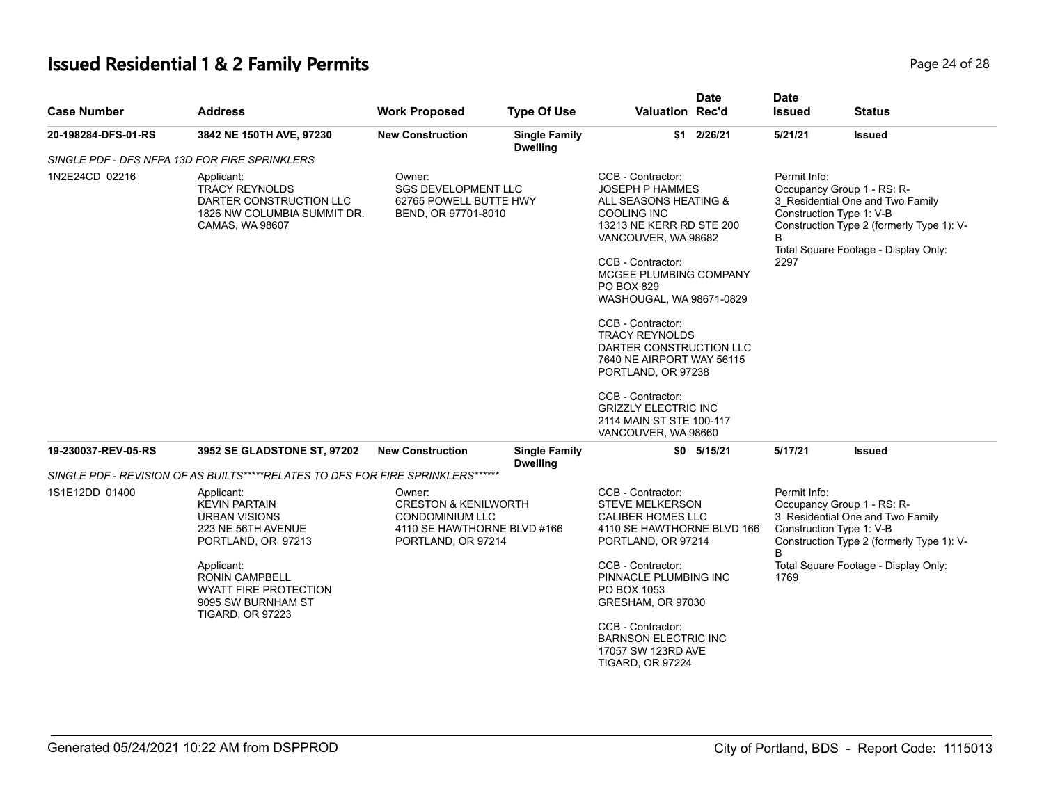# Issued Residential 1 & 2 Family Permits

| Case Number | Address | Work Proposed | Type Of Use | Valuation | Date Rec'd | Date Issued | Status |
|---|---|---|---|---|---|---|---|
| 20-198284-DFS-01-RS | 3842 NE 150TH AVE, 97230 | New Construction | Single Family Dwelling | $1 | 2/26/21 | 5/21/21 | Issued |

*SINGLE PDF - DFS NFPA 13D FOR FIRE SPRINKLERS*

1N2E24CD 02216

Applicant:
TRACY REYNOLDS
DARTER CONSTRUCTION LLC
1826 NW COLUMBIA SUMMIT DR.
CAMAS, WA 98607

Owner:
SGS DEVELOPMENT LLC
62765 POWELL BUTTE HWY
BEND, OR 97701-8010

CCB - Contractor:
JOSEPH P HAMMES
ALL SEASONS HEATING & COOLING INC
13213 NE KERR RD STE 200
VANCOUVER, WA 98682

CCB - Contractor:
MCGEE PLUMBING COMPANY
PO BOX 829
WASHOUGAL, WA 98671-0829

CCB - Contractor:
TRACY REYNOLDS
DARTER CONSTRUCTION LLC
7640 NE AIRPORT WAY 56115
PORTLAND, OR 97238

CCB - Contractor:
GRIZZLY ELECTRIC INC
2114 MAIN ST STE 100-117
VANCOUVER, WA 98660

Permit Info:
Occupancy Group 1 - RS: R-3_Residential One and Two Family
Construction Type 1: V-B
Construction Type 2 (formerly Type 1): V-B
Total Square Footage - Display Only: 2297

| Case Number | Address | Work Proposed | Type Of Use | Valuation | Date Rec'd | Date Issued | Status |
|---|---|---|---|---|---|---|---|
| 19-230037-REV-05-RS | 3952 SE GLADSTONE ST, 97202 | New Construction | Single Family Dwelling | $0 | 5/15/21 | 5/17/21 | Issued |

*SINGLE PDF - REVISION OF AS BUILTS*****RELATES TO DFS FOR FIRE SPRINKLERS******

1S1E12DD 01400

Applicant:
KEVIN PARTAIN
URBAN VISIONS
223 NE 56TH AVENUE
PORTLAND, OR 97213

Applicant:
RONIN CAMPBELL
WYATT FIRE PROTECTION
9095 SW BURNHAM ST
TIGARD, OR 97223

Owner:
CRESTON & KENILWORTH CONDOMINIUM LLC
4110 SE HAWTHORNE BLVD #166
PORTLAND, OR 97214

CCB - Contractor:
STEVE MELKERSON
CALIBER HOMES LLC
4110 SE HAWTHORNE BLVD 166
PORTLAND, OR 97214

CCB - Contractor:
PINNACLE PLUMBING INC
PO BOX 1053
GRESHAM, OR 97030

CCB - Contractor:
BARNSON ELECTRIC INC
17057 SW 123RD AVE
TIGARD, OR 97224

Permit Info:
Occupancy Group 1 - RS: R-3_Residential One and Two Family
Construction Type 1: V-B
Construction Type 2 (formerly Type 1): V-B
Total Square Footage - Display Only: 1769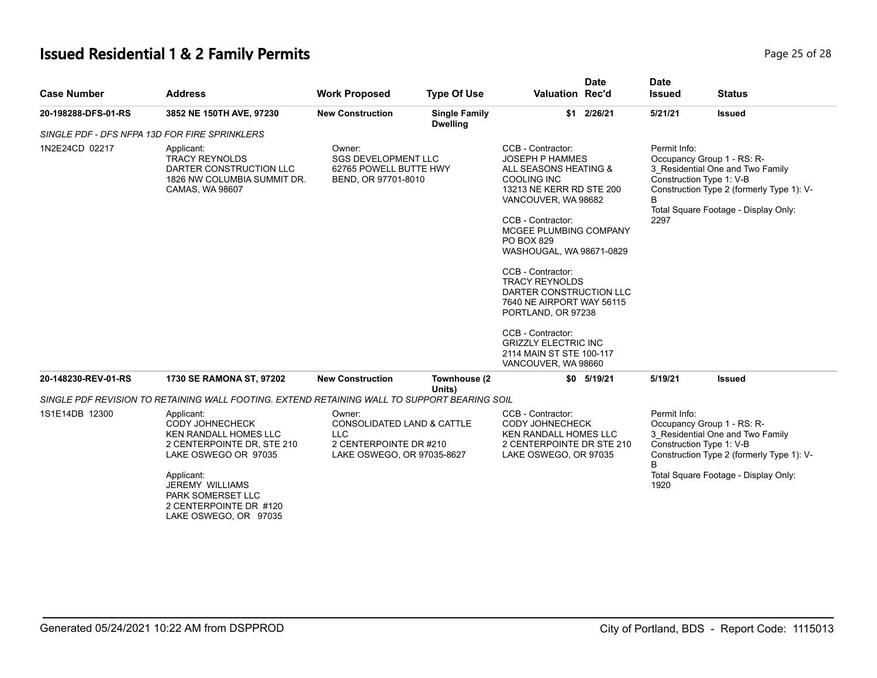# Issued Residential 1 & 2 Family Permits

| Case Number | Address | Work Proposed | Type Of Use | Valuation | Date Rec'd | Date Issued | Status |
|---|---|---|---|---|---|---|---|
| 20-198288-DFS-01-RS | 3852 NE 150TH AVE, 97230 | New Construction | Single Family Dwelling | $1 | 2/26/21 | 5/21/21 | Issued |

*SINGLE PDF - DFS NFPA 13D FOR FIRE SPRINKLERS*

1N2E24CD 02217

Applicant:
TRACY REYNOLDS
DARTER CONSTRUCTION LLC
1826 NW COLUMBIA SUMMIT DR.
CAMAS, WA 98607

Owner:
SGS DEVELOPMENT LLC
62765 POWELL BUTTE HWY
BEND, OR 97701-8010

CCB - Contractor:
JOSEPH P HAMMES
ALL SEASONS HEATING & COOLING INC
13213 NE KERR RD STE 200
VANCOUVER, WA 98682

CCB - Contractor:
MCGEE PLUMBING COMPANY
PO BOX 829
WASHOUGAL, WA 98671-0829

CCB - Contractor:
TRACY REYNOLDS
DARTER CONSTRUCTION LLC
7640 NE AIRPORT WAY 56115
PORTLAND, OR 97238

CCB - Contractor:
GRIZZLY ELECTRIC INC
2114 MAIN ST STE 100-117
VANCOUVER, WA 98660

Permit Info:
Occupancy Group 1 - RS: R-3_Residential One and Two Family
Construction Type 1: V-B
Construction Type 2 (formerly Type 1): V-B
Total Square Footage - Display Only: 2297

| Case Number | Address | Work Proposed | Type Of Use | Valuation | Date Rec'd | Date Issued | Status |
|---|---|---|---|---|---|---|---|
| 20-148230-REV-01-RS | 1730 SE RAMONA ST, 97202 | New Construction | Townhouse (2 Units) | $0 | 5/19/21 | 5/19/21 | Issued |

*SINGLE PDF REVISION TO RETAINING WALL FOOTING. EXTEND RETAINING WALL TO SUPPORT BEARING SOIL*

1S1E14DB 12300

Applicant:
CODY JOHNECHECK
KEN RANDALL HOMES LLC
2 CENTERPOINTE DR, STE 210
LAKE OSWEGO OR 97035

Applicant:
JEREMY WILLIAMS
PARK SOMERSET LLC
2 CENTERPOINTE DR #120
LAKE OSWEGO, OR 97035

Owner:
CONSOLIDATED LAND & CATTLE LLC
2 CENTERPOINTE DR #210
LAKE OSWEGO, OR 97035-8627

CCB - Contractor:
CODY JOHNECHECK
KEN RANDALL HOMES LLC
2 CENTERPOINTE DR STE 210
LAKE OSWEGO, OR 97035

Permit Info:
Occupancy Group 1 - RS: R-3_Residential One and Two Family
Construction Type 1: V-B
Construction Type 2 (formerly Type 1): V-B
Total Square Footage - Display Only: 1920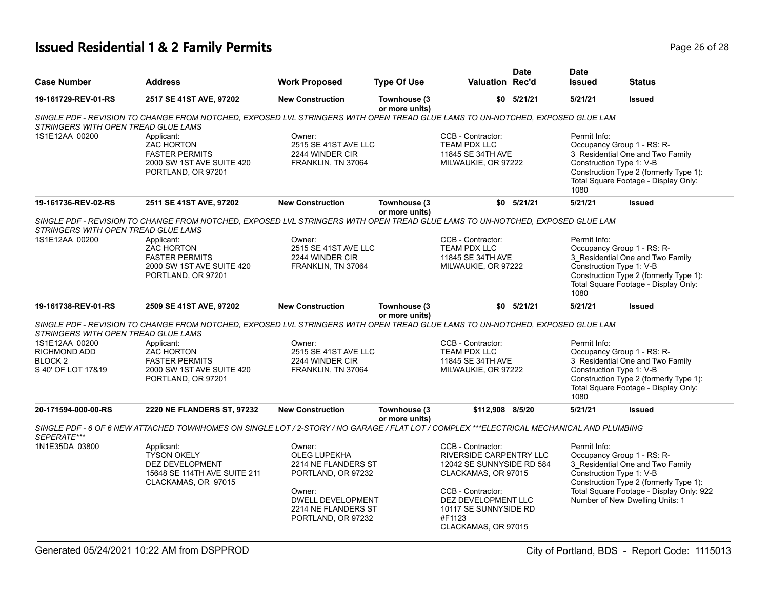# Issued Residential 1 & 2 Family Permits

| Case Number | Address | Work Proposed | Type Of Use | Valuation | Date Rec'd | Date Issued | Status |
|---|---|---|---|---|---|---|---|
| 19-161729-REV-01-RS | 2517 SE 41ST AVE, 97202 | New Construction | Townhouse (3 or more units) | $0 | 5/21/21 | 5/21/21 | Issued |

SINGLE PDF - REVISION TO CHANGE FROM NOTCHED, EXPOSED LVL STRINGERS WITH OPEN TREAD GLUE LAMS TO UN-NOTCHED, EXPOSED GLUE LAM STRINGERS WITH OPEN TREAD GLUE LAMS

1S1E12AA 00200

Applicant:
ZAC HORTON
FASTER PERMITS
2000 SW 1ST AVE SUITE 420
PORTLAND, OR 97201

Owner:
2515 SE 41ST AVE LLC
2244 WINDER CIR
FRANKLIN, TN 37064

CCB - Contractor:
TEAM PDX LLC
11845 SE 34TH AVE
MILWAUKIE, OR 97222

Permit Info:
Occupancy Group 1 - RS: R-3_Residential One and Two Family
Construction Type 1: V-B
Construction Type 2 (formerly Type 1):
Total Square Footage - Display Only: 1080

| Case Number | Address | Work Proposed | Type Of Use | Valuation | Date Rec'd | Date Issued | Status |
|---|---|---|---|---|---|---|---|
| 19-161736-REV-02-RS | 2511 SE 41ST AVE, 97202 | New Construction | Townhouse (3 or more units) | $0 | 5/21/21 | 5/21/21 | Issued |

SINGLE PDF - REVISION TO CHANGE FROM NOTCHED, EXPOSED LVL STRINGERS WITH OPEN TREAD GLUE LAMS TO UN-NOTCHED, EXPOSED GLUE LAM STRINGERS WITH OPEN TREAD GLUE LAMS

1S1E12AA 00200

Applicant:
ZAC HORTON
FASTER PERMITS
2000 SW 1ST AVE SUITE 420
PORTLAND, OR 97201

Owner:
2515 SE 41ST AVE LLC
2244 WINDER CIR
FRANKLIN, TN 37064

CCB - Contractor:
TEAM PDX LLC
11845 SE 34TH AVE
MILWAUKIE, OR 97222

Permit Info:
Occupancy Group 1 - RS: R-3_Residential One and Two Family
Construction Type 1: V-B
Construction Type 2 (formerly Type 1):
Total Square Footage - Display Only: 1080

| Case Number | Address | Work Proposed | Type Of Use | Valuation | Date Rec'd | Date Issued | Status |
|---|---|---|---|---|---|---|---|
| 19-161738-REV-01-RS | 2509 SE 41ST AVE, 97202 | New Construction | Townhouse (3 or more units) | $0 | 5/21/21 | 5/21/21 | Issued |

SINGLE PDF - REVISION TO CHANGE FROM NOTCHED, EXPOSED LVL STRINGERS WITH OPEN TREAD GLUE LAMS TO UN-NOTCHED, EXPOSED GLUE LAM STRINGERS WITH OPEN TREAD GLUE LAMS

1S1E12AA 00200
RICHMOND ADD
BLOCK 2
S 40' OF LOT 17&19

Applicant:
ZAC HORTON
FASTER PERMITS
2000 SW 1ST AVE SUITE 420
PORTLAND, OR 97201

Owner:
2515 SE 41ST AVE LLC
2244 WINDER CIR
FRANKLIN, TN 37064

CCB - Contractor:
TEAM PDX LLC
11845 SE 34TH AVE
MILWAUKIE, OR 97222

Permit Info:
Occupancy Group 1 - RS: R-3_Residential One and Two Family
Construction Type 1: V-B
Construction Type 2 (formerly Type 1):
Total Square Footage - Display Only: 1080

| Case Number | Address | Work Proposed | Type Of Use | Valuation | Date Rec'd | Date Issued | Status |
|---|---|---|---|---|---|---|---|
| 20-171594-000-00-RS | 2220 NE FLANDERS ST, 97232 | New Construction | Townhouse (3 or more units) | $112,908 | 8/5/20 | 5/21/21 | Issued |

SINGLE PDF - 6 OF 6 NEW ATTACHED TOWNHOMES ON SINGLE LOT / 2-STORY / NO GARAGE / FLAT LOT / COMPLEX ***ELECTRICAL MECHANICAL AND PLUMBING SEPERATE***

1N1E35DA 03800

Applicant:
TYSON OKELY
DEZ DEVELOPMENT
15648 SE 114TH AVE SUITE 211
CLACKAMAS, OR 97015

Owner:
OLEG LUPEKHA
2214 NE FLANDERS ST
PORTLAND, OR 97232

Owner:
DWELL DEVELOPMENT
2214 NE FLANDERS ST
PORTLAND, OR 97232

CCB - Contractor:
RIVERSIDE CARPENTRY LLC
12042 SE SUNNYSIDE RD 584
CLACKAMAS, OR 97015

CCB - Contractor:
DEZ DEVELOPMENT LLC
10117 SE SUNNYSIDE RD #F1123
CLACKAMAS, OR 97015

Permit Info:
Occupancy Group 1 - RS: R-3_Residential One and Two Family
Construction Type 1: V-B
Construction Type 2 (formerly Type 1):
Total Square Footage - Display Only: 922
Number of New Dwelling Units: 1

Generated 05/24/2021 10:22 AM from DSPPROD

City of Portland, BDS - Report Code: 1115013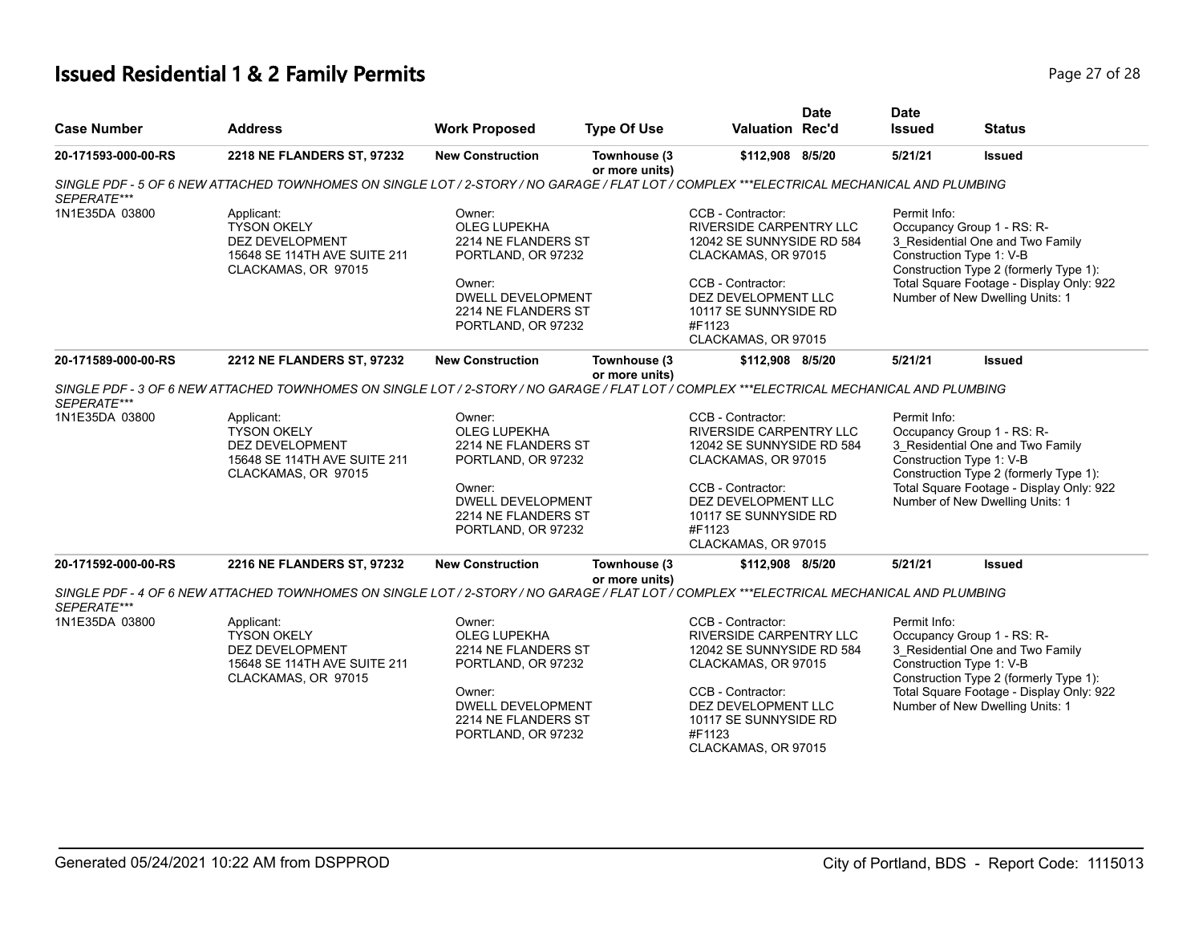# Issued Residential 1 & 2 Family Permits

| Case Number | Address | Work Proposed | Type Of Use | Valuation | Date Rec'd | Date Issued | Status |
|---|---|---|---|---|---|---|---|
| 20-171593-000-00-RS | 2218 NE FLANDERS ST, 97232 | New Construction | Townhouse (3 or more units) | $112,908 | 8/5/20 | 5/21/21 | Issued |

*SINGLE PDF - 5 OF 6 NEW ATTACHED TOWNHOMES ON SINGLE LOT / 2-STORY / NO GARAGE / FLAT LOT / COMPLEX ***ELECTRICAL MECHANICAL AND PLUMBING SEPERATE****

1N1E35DA 03800

Applicant:
TYSON OKELY
DEZ DEVELOPMENT
15648 SE 114TH AVE SUITE 211
CLACKAMAS, OR 97015

Owner:
OLEG LUPEKHA
2214 NE FLANDERS ST
PORTLAND, OR 97232

Owner:
DWELL DEVELOPMENT
2214 NE FLANDERS ST
PORTLAND, OR 97232

CCB - Contractor:
RIVERSIDE CARPENTRY LLC
12042 SE SUNNYSIDE RD 584
CLACKAMAS, OR 97015

CCB - Contractor:
DEZ DEVELOPMENT LLC
10117 SE SUNNYSIDE RD
#F1123
CLACKAMAS, OR 97015

Permit Info:
Occupancy Group 1 - RS: R-3_Residential One and Two Family
Construction Type 1: V-B
Construction Type 2 (formerly Type 1):
Total Square Footage - Display Only: 922
Number of New Dwelling Units: 1

| Case Number | Address | Work Proposed | Type Of Use | Valuation | Date Rec'd | Date Issued | Status |
|---|---|---|---|---|---|---|---|
| 20-171589-000-00-RS | 2212 NE FLANDERS ST, 97232 | New Construction | Townhouse (3 or more units) | $112,908 | 8/5/20 | 5/21/21 | Issued |

*SINGLE PDF - 3 OF 6 NEW ATTACHED TOWNHOMES ON SINGLE LOT / 2-STORY / NO GARAGE / FLAT LOT / COMPLEX ***ELECTRICAL MECHANICAL AND PLUMBING SEPERATE****

1N1E35DA 03800

Applicant:
TYSON OKELY
DEZ DEVELOPMENT
15648 SE 114TH AVE SUITE 211
CLACKAMAS, OR 97015

Owner:
OLEG LUPEKHA
2214 NE FLANDERS ST
PORTLAND, OR 97232

Owner:
DWELL DEVELOPMENT
2214 NE FLANDERS ST
PORTLAND, OR 97232

CCB - Contractor:
RIVERSIDE CARPENTRY LLC
12042 SE SUNNYSIDE RD 584
CLACKAMAS, OR 97015

CCB - Contractor:
DEZ DEVELOPMENT LLC
10117 SE SUNNYSIDE RD
#F1123
CLACKAMAS, OR 97015

Permit Info:
Occupancy Group 1 - RS: R-3_Residential One and Two Family
Construction Type 1: V-B
Construction Type 2 (formerly Type 1):
Total Square Footage - Display Only: 922
Number of New Dwelling Units: 1

| Case Number | Address | Work Proposed | Type Of Use | Valuation | Date Rec'd | Date Issued | Status |
|---|---|---|---|---|---|---|---|
| 20-171592-000-00-RS | 2216 NE FLANDERS ST, 97232 | New Construction | Townhouse (3 or more units) | $112,908 | 8/5/20 | 5/21/21 | Issued |

*SINGLE PDF - 4 OF 6 NEW ATTACHED TOWNHOMES ON SINGLE LOT / 2-STORY / NO GARAGE / FLAT LOT / COMPLEX ***ELECTRICAL MECHANICAL AND PLUMBING SEPERATE****

1N1E35DA 03800

Applicant:
TYSON OKELY
DEZ DEVELOPMENT
15648 SE 114TH AVE SUITE 211
CLACKAMAS, OR 97015

Owner:
OLEG LUPEKHA
2214 NE FLANDERS ST
PORTLAND, OR 97232

Owner:
DWELL DEVELOPMENT
2214 NE FLANDERS ST
PORTLAND, OR 97232

CCB - Contractor:
RIVERSIDE CARPENTRY LLC
12042 SE SUNNYSIDE RD 584
CLACKAMAS, OR 97015

CCB - Contractor:
DEZ DEVELOPMENT LLC
10117 SE SUNNYSIDE RD
#F1123
CLACKAMAS, OR 97015

Permit Info:
Occupancy Group 1 - RS: R-3_Residential One and Two Family
Construction Type 1: V-B
Construction Type 2 (formerly Type 1):
Total Square Footage - Display Only: 922
Number of New Dwelling Units: 1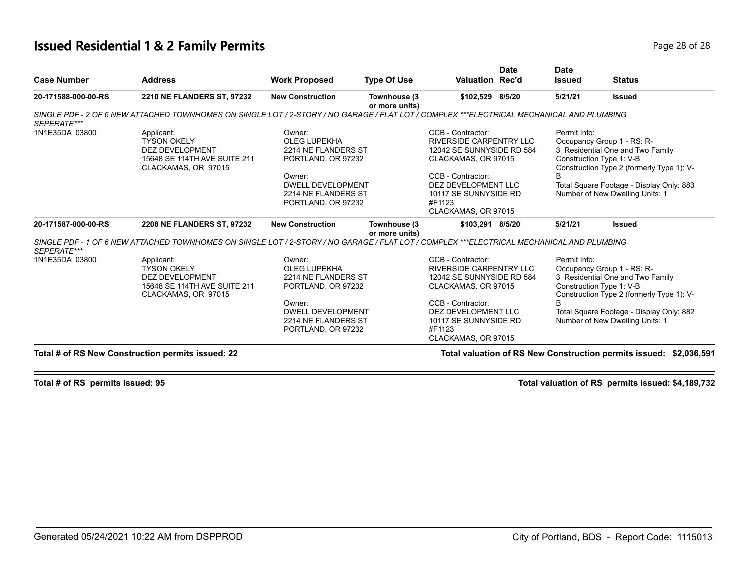# Issued Residential 1 & 2 Family Permits

| Case Number | Address | Work Proposed | Type Of Use | Valuation | Date Rec'd | Date Issued | Status |
|---|---|---|---|---|---|---|---|
| 20-171588-000-00-RS | 2210 NE FLANDERS ST, 97232 | New Construction | Townhouse (3 or more units) | $102,529 | 8/5/20 | 5/21/21 | Issued |

*SINGLE PDF - 2 OF 6 NEW ATTACHED TOWNHOMES ON SINGLE LOT / 2-STORY / NO GARAGE / FLAT LOT / COMPLEX ***ELECTRICAL MECHANICAL AND PLUMBING SEPERATE****

1N1E35DA 03800

Applicant:
TYSON OKELY
DEZ DEVELOPMENT
15648 SE 114TH AVE SUITE 211
CLACKAMAS, OR 97015

Owner:
OLEG LUPEKHA
2214 NE FLANDERS ST
PORTLAND, OR 97232

Owner:
DWELL DEVELOPMENT
2214 NE FLANDERS ST
PORTLAND, OR 97232

CCB - Contractor:
RIVERSIDE CARPENTRY LLC
12042 SE SUNNYSIDE RD 584
CLACKAMAS, OR 97015

CCB - Contractor:
DEZ DEVELOPMENT LLC
10117 SE SUNNYSIDE RD
#F1123
CLACKAMAS, OR 97015

Permit Info:
Occupancy Group 1 - RS: R-3_Residential One and Two Family
Construction Type 1: V-B
Construction Type 2 (formerly Type 1): V-B
Total Square Footage - Display Only: 883
Number of New Dwelling Units: 1

| Case Number | Address | Work Proposed | Type Of Use | Valuation | Date Rec'd | Date Issued | Status |
|---|---|---|---|---|---|---|---|
| 20-171587-000-00-RS | 2208 NE FLANDERS ST, 97232 | New Construction | Townhouse (3 or more units) | $103,291 | 8/5/20 | 5/21/21 | Issued |

*SINGLE PDF - 1 OF 6 NEW ATTACHED TOWNHOMES ON SINGLE LOT / 2-STORY / NO GARAGE / FLAT LOT / COMPLEX ***ELECTRICAL MECHANICAL AND PLUMBING SEPERATE****

1N1E35DA 03800

Applicant:
TYSON OKELY
DEZ DEVELOPMENT
15648 SE 114TH AVE SUITE 211
CLACKAMAS, OR 97015

Owner:
OLEG LUPEKHA
2214 NE FLANDERS ST
PORTLAND, OR 97232

Owner:
DWELL DEVELOPMENT
2214 NE FLANDERS ST
PORTLAND, OR 97232

CCB - Contractor:
RIVERSIDE CARPENTRY LLC
12042 SE SUNNYSIDE RD 584
CLACKAMAS, OR 97015

CCB - Contractor:
DEZ DEVELOPMENT LLC
10117 SE SUNNYSIDE RD
#F1123
CLACKAMAS, OR 97015

Permit Info:
Occupancy Group 1 - RS: R-3_Residential One and Two Family
Construction Type 1: V-B
Construction Type 2 (formerly Type 1): V-B
Total Square Footage - Display Only: 882
Number of New Dwelling Units: 1

**Total # of RS New Construction permits issued: 22**

**Total valuation of RS New Construction permits issued: $2,036,591**

**Total # of RS permits issued: 95**

**Total valuation of RS permits issued: $4,189,732**

Generated 05/24/2021 10:22 AM from DSPPROD

City of Portland, BDS - Report Code: 1115013